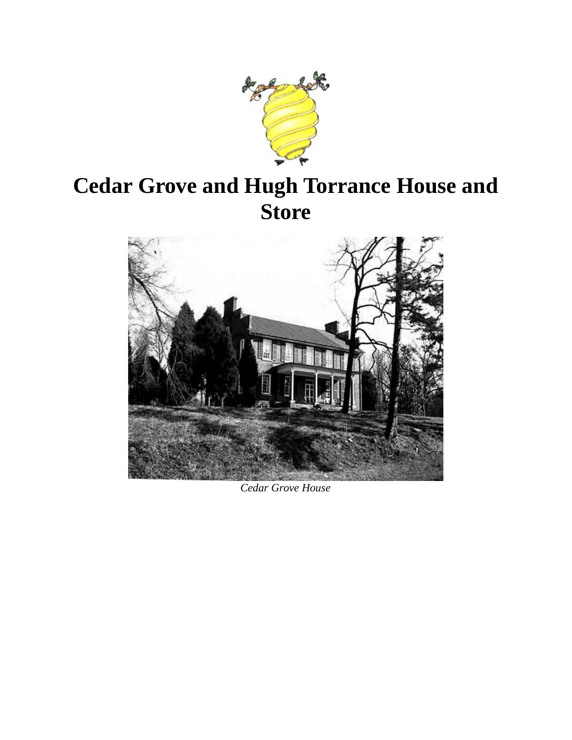# Cedar Grove and Hugh Torrance House and Store

*Cedar Grove House*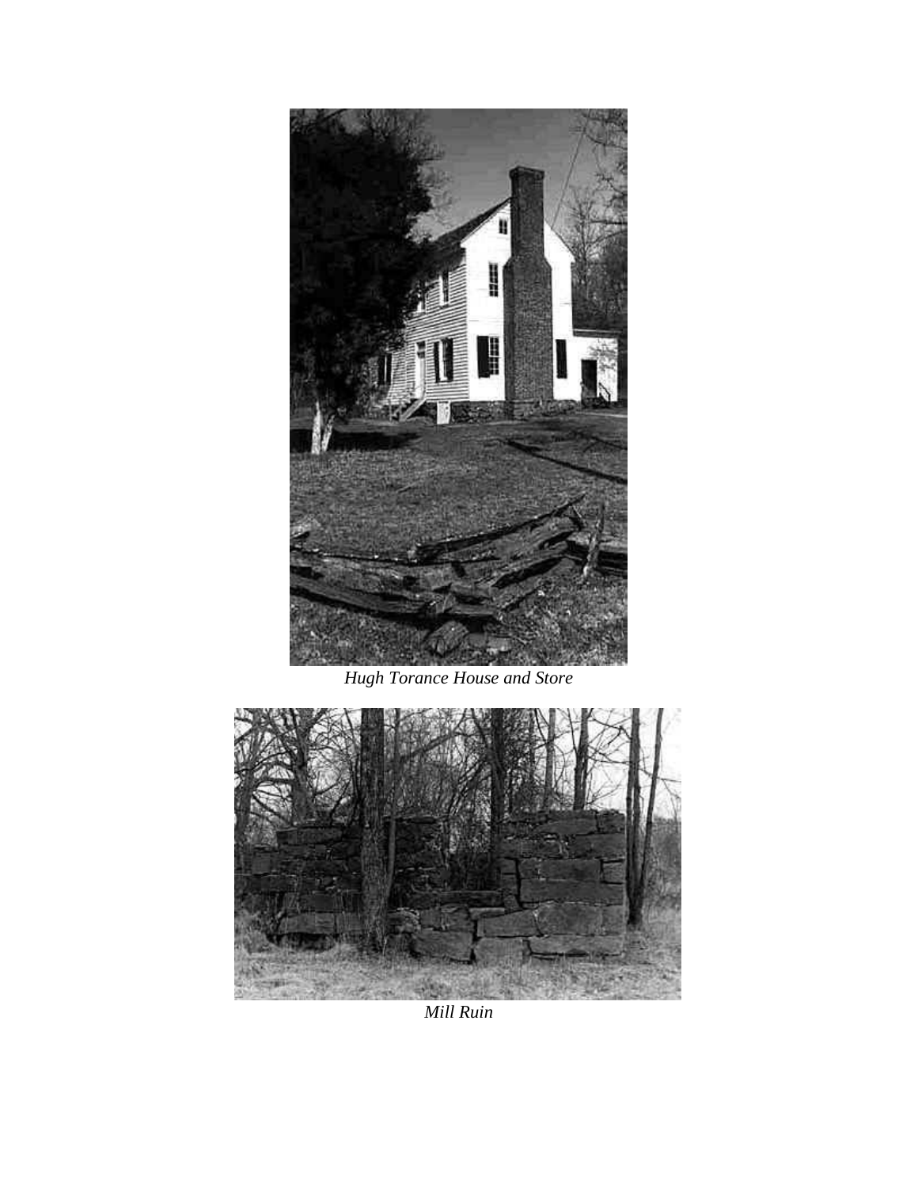*Hugh Torance House and Store*

*Mill Ruin*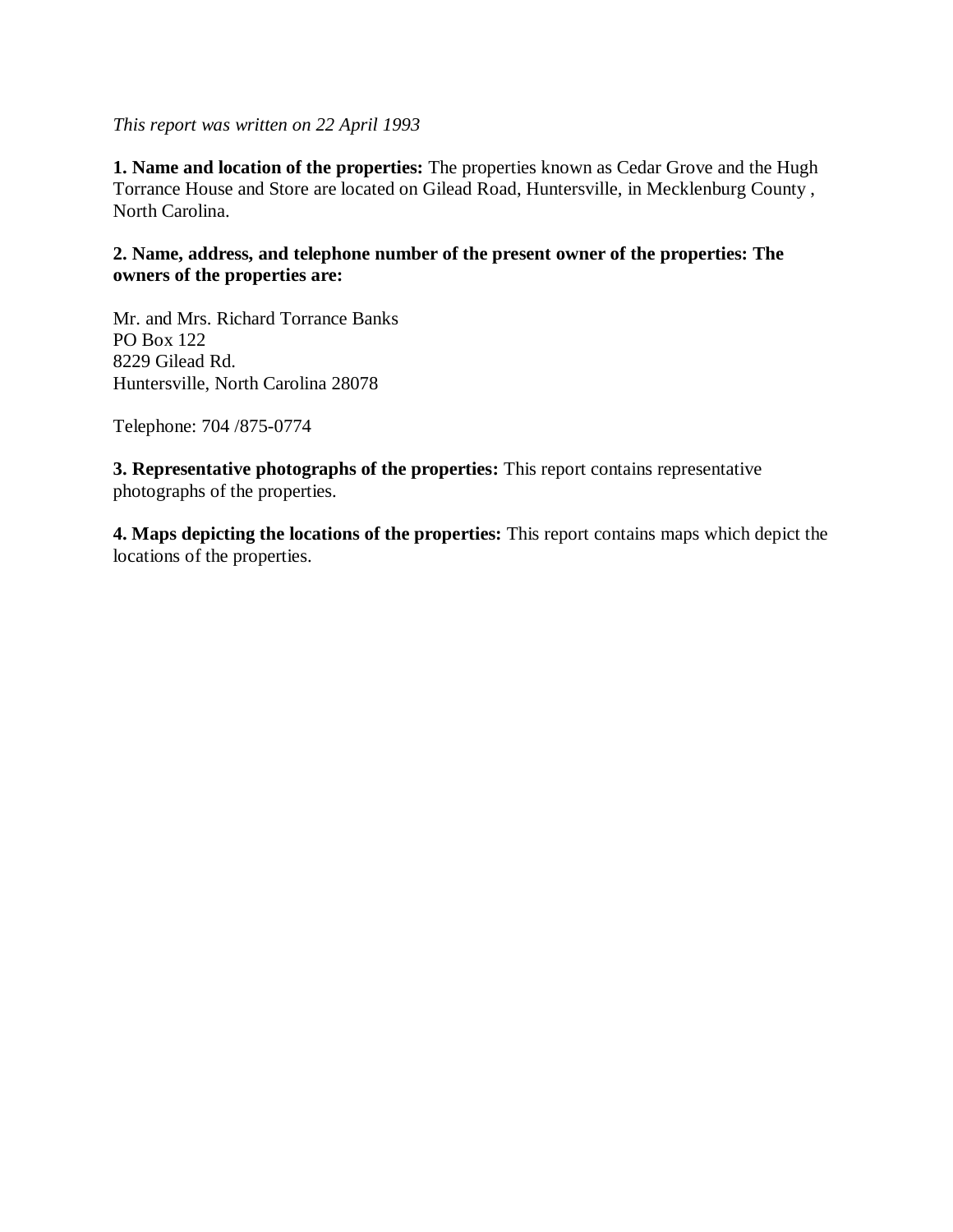*This report was written on 22 April 1993*

**1. Name and location of the properties:** The properties known as Cedar Grove and the Hugh Torrance House and Store are located on Gilead Road, Huntersville, in Mecklenburg County , North Carolina.

**2. Name, address, and telephone number of the present owner of the properties: The owners of the properties are:**

Mr. and Mrs. Richard Torrance Banks
PO Box 122
8229 Gilead Rd.
Huntersville, North Carolina 28078

Telephone: 704 /875-0774

**3. Representative photographs of the properties:** This report contains representative photographs of the properties.

**4. Maps depicting the locations of the properties:** This report contains maps which depict the locations of the properties.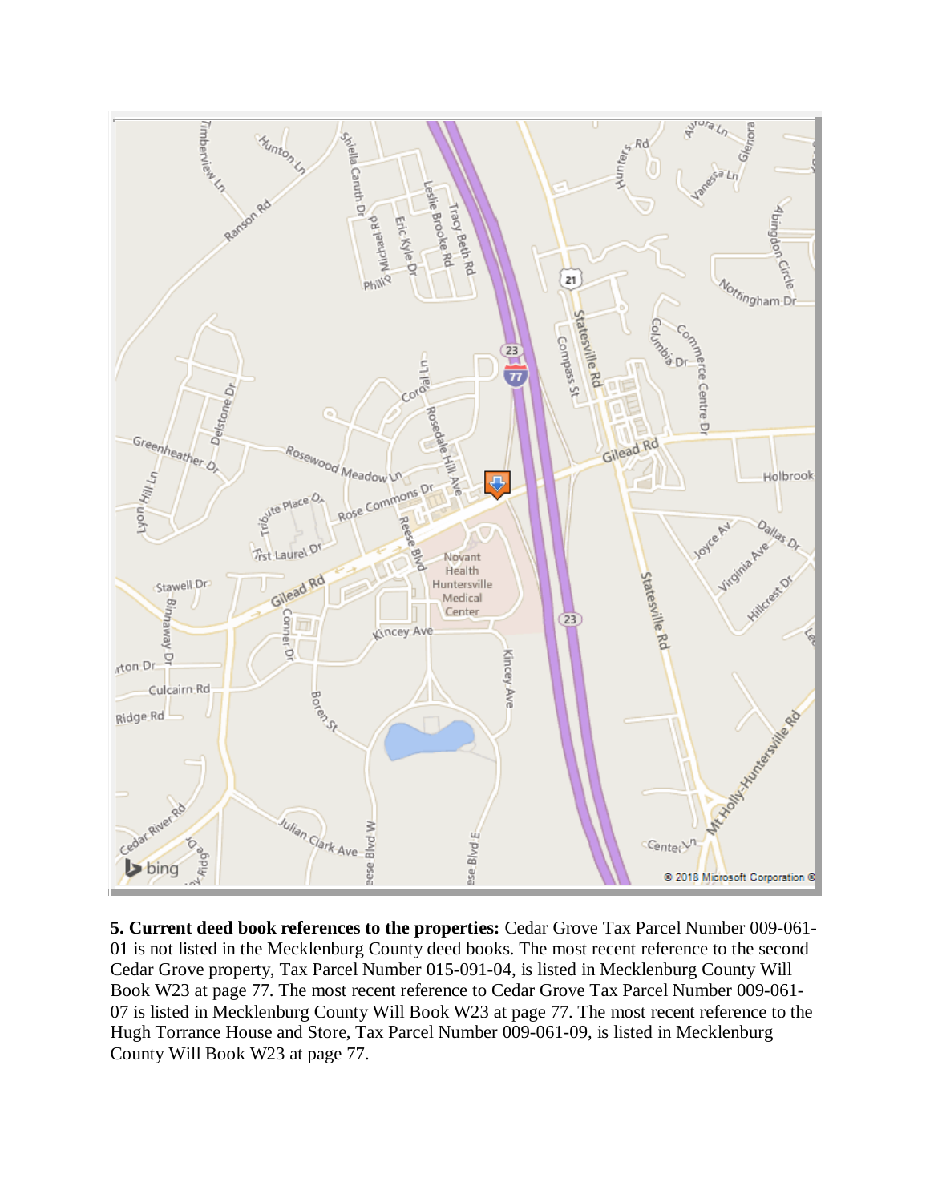**5. Current deed book references to the properties:** Cedar Grove Tax Parcel Number 009-061-01 is not listed in the Mecklenburg County deed books. The most recent reference to the second Cedar Grove property, Tax Parcel Number 015-091-04, is listed in Mecklenburg County Will Book W23 at page 77. The most recent reference to Cedar Grove Tax Parcel Number 009-061-07 is listed in Mecklenburg County Will Book W23 at page 77. The most recent reference to the Hugh Torrance House and Store, Tax Parcel Number 009-061-09, is listed in Mecklenburg County Will Book W23 at page 77.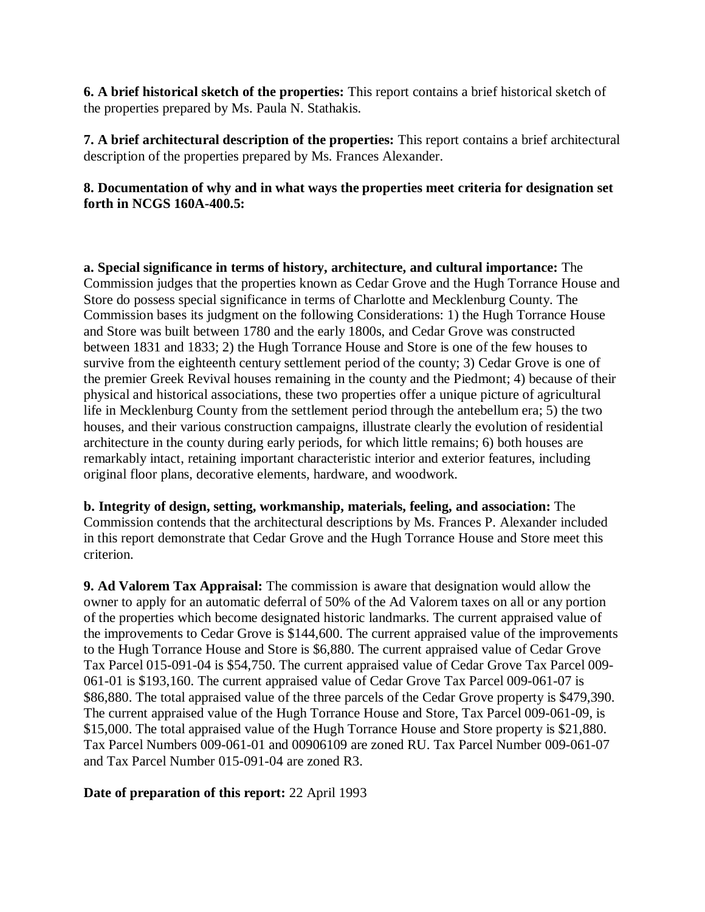**6. A brief historical sketch of the properties:** This report contains a brief historical sketch of the properties prepared by Ms. Paula N. Stathakis.

**7. A brief architectural description of the properties:** This report contains a brief architectural description of the properties prepared by Ms. Frances Alexander.

**8. Documentation of why and in what ways the properties meet criteria for designation set forth in NCGS 160A-400.5:**

**a. Special significance in terms of history, architecture, and cultural importance:** The Commission judges that the properties known as Cedar Grove and the Hugh Torrance House and Store do possess special significance in terms of Charlotte and Mecklenburg County. The Commission bases its judgment on the following Considerations: 1) the Hugh Torrance House and Store was built between 1780 and the early 1800s, and Cedar Grove was constructed between 1831 and 1833; 2) the Hugh Torrance House and Store is one of the few houses to survive from the eighteenth century settlement period of the county; 3) Cedar Grove is one of the premier Greek Revival houses remaining in the county and the Piedmont; 4) because of their physical and historical associations, these two properties offer a unique picture of agricultural life in Mecklenburg County from the settlement period through the antebellum era; 5) the two houses, and their various construction campaigns, illustrate clearly the evolution of residential architecture in the county during early periods, for which little remains; 6) both houses are remarkably intact, retaining important characteristic interior and exterior features, including original floor plans, decorative elements, hardware, and woodwork.

**b. Integrity of design, setting, workmanship, materials, feeling, and association:** The Commission contends that the architectural descriptions by Ms. Frances P. Alexander included in this report demonstrate that Cedar Grove and the Hugh Torrance House and Store meet this criterion.

**9. Ad Valorem Tax Appraisal:** The commission is aware that designation would allow the owner to apply for an automatic deferral of 50% of the Ad Valorem taxes on all or any portion of the properties which become designated historic landmarks. The current appraised value of the improvements to Cedar Grove is $144,600. The current appraised value of the improvements to the Hugh Torrance House and Store is $6,880. The current appraised value of Cedar Grove Tax Parcel 015-091-04 is $54,750. The current appraised value of Cedar Grove Tax Parcel 009-061-01 is $193,160. The current appraised value of Cedar Grove Tax Parcel 009-061-07 is $86,880. The total appraised value of the three parcels of the Cedar Grove property is $479,390. The current appraised value of the Hugh Torrance House and Store, Tax Parcel 009-061-09, is $15,000. The total appraised value of the Hugh Torrance House and Store property is $21,880. Tax Parcel Numbers 009-061-01 and 00906109 are zoned RU. Tax Parcel Number 009-061-07 and Tax Parcel Number 015-091-04 are zoned R3.

**Date of preparation of this report:** 22 April 1993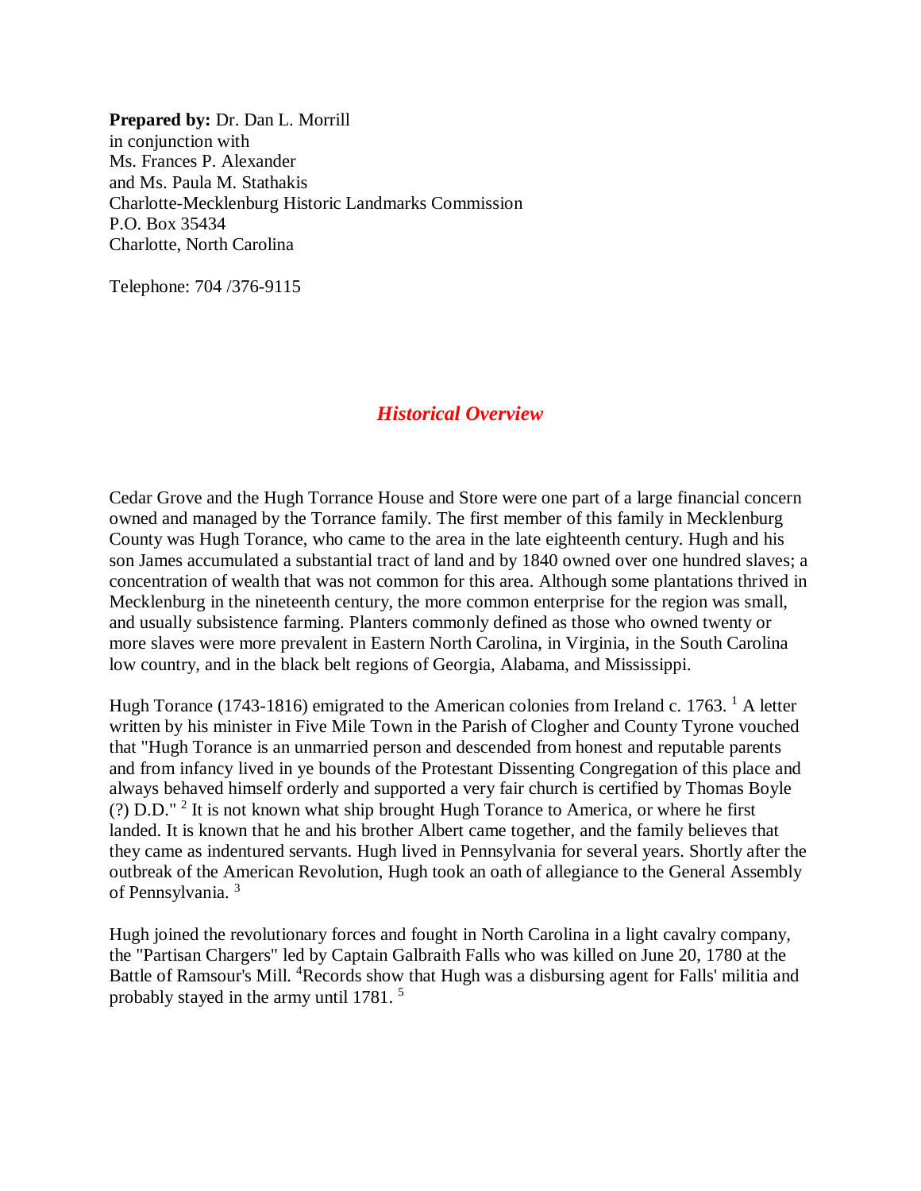**Prepared by:** Dr. Dan L. Morrill
in conjunction with
Ms. Frances P. Alexander
and Ms. Paula M. Stathakis
Charlotte-Mecklenburg Historic Landmarks Commission
P.O. Box 35434
Charlotte, North Carolina

Telephone: 704 /376-9115

## *Historical Overview*

Cedar Grove and the Hugh Torrance House and Store were one part of a large financial concern owned and managed by the Torrance family. The first member of this family in Mecklenburg County was Hugh Torance, who came to the area in the late eighteenth century. Hugh and his son James accumulated a substantial tract of land and by 1840 owned over one hundred slaves; a concentration of wealth that was not common for this area. Although some plantations thrived in Mecklenburg in the nineteenth century, the more common enterprise for the region was small, and usually subsistence farming. Planters commonly defined as those who owned twenty or more slaves were more prevalent in Eastern North Carolina, in Virginia, in the South Carolina low country, and in the black belt regions of Georgia, Alabama, and Mississippi.

Hugh Torance (1743-1816) emigrated to the American colonies from Ireland c. 1763. [1] A letter written by his minister in Five Mile Town in the Parish of Clogher and County Tyrone vouched that "Hugh Torance is an unmarried person and descended from honest and reputable parents and from infancy lived in ye bounds of the Protestant Dissenting Congregation of this place and always behaved himself orderly and supported a very fair church is certified by Thomas Boyle (?) D.D." [2] It is not known what ship brought Hugh Torance to America, or where he first landed. It is known that he and his brother Albert came together, and the family believes that they came as indentured servants. Hugh lived in Pennsylvania for several years. Shortly after the outbreak of the American Revolution, Hugh took an oath of allegiance to the General Assembly of Pennsylvania. [3]

Hugh joined the revolutionary forces and fought in North Carolina in a light cavalry company, the "Partisan Chargers" led by Captain Galbraith Falls who was killed on June 20, 1780 at the Battle of Ramsour's Mill. [4]Records show that Hugh was a disbursing agent for Falls' militia and probably stayed in the army until 1781. [5]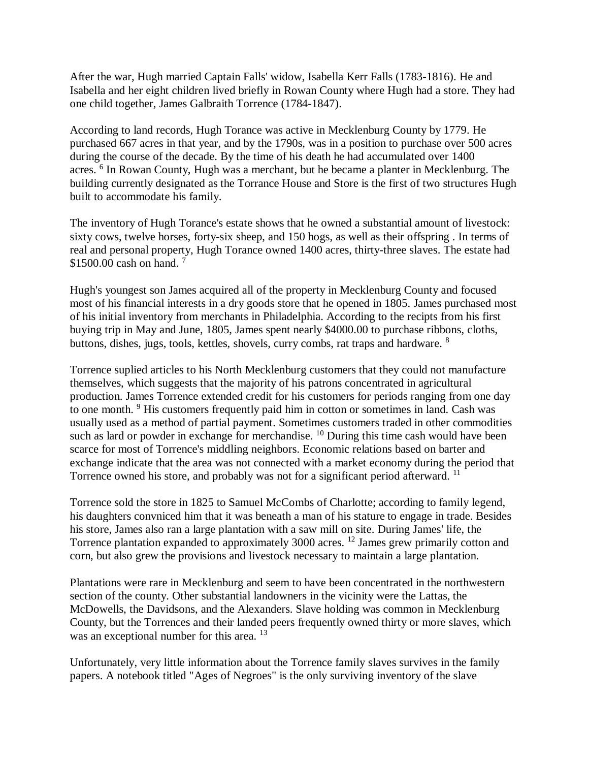After the war, Hugh married Captain Falls' widow, Isabella Kerr Falls (1783-1816). He and Isabella and her eight children lived briefly in Rowan County where Hugh had a store. They had one child together, James Galbraith Torrence (1784-1847).

According to land records, Hugh Torance was active in Mecklenburg County by 1779. He purchased 667 acres in that year, and by the 1790s, was in a position to purchase over 500 acres during the course of the decade. By the time of his death he had accumulated over 1400 acres. [6] In Rowan County, Hugh was a merchant, but he became a planter in Mecklenburg. The building currently designated as the Torrance House and Store is the first of two structures Hugh built to accommodate his family.

The inventory of Hugh Torance's estate shows that he owned a substantial amount of livestock: sixty cows, twelve horses, forty-six sheep, and 150 hogs, as well as their offspring . In terms of real and personal property, Hugh Torance owned 1400 acres, thirty-three slaves. The estate had $1500.00 cash on hand. [7]

Hugh's youngest son James acquired all of the property in Mecklenburg County and focused most of his financial interests in a dry goods store that he opened in 1805. James purchased most of his initial inventory from merchants in Philadelphia. According to the recipts from his first buying trip in May and June, 1805, James spent nearly $4000.00 to purchase ribbons, cloths, buttons, dishes, jugs, tools, kettles, shovels, curry combs, rat traps and hardware. [8]

Torrence suplied articles to his North Mecklenburg customers that they could not manufacture themselves, which suggests that the majority of his patrons concentrated in agricultural production. James Torrence extended credit for his customers for periods ranging from one day to one month. [9] His customers frequently paid him in cotton or sometimes in land. Cash was usually used as a method of partial payment. Sometimes customers traded in other commodities such as lard or powder in exchange for merchandise. [10] During this time cash would have been scarce for most of Torrence's middling neighbors. Economic relations based on barter and exchange indicate that the area was not connected with a market economy during the period that Torrence owned his store, and probably was not for a significant period afterward. [11]

Torrence sold the store in 1825 to Samuel McCombs of Charlotte; according to family legend, his daughters convniced him that it was beneath a man of his stature to engage in trade. Besides his store, James also ran a large plantation with a saw mill on site. During James' life, the Torrence plantation expanded to approximately 3000 acres. [12] James grew primarily cotton and corn, but also grew the provisions and livestock necessary to maintain a large plantation.

Plantations were rare in Mecklenburg and seem to have been concentrated in the northwestern section of the county. Other substantial landowners in the vicinity were the Lattas, the McDowells, the Davidsons, and the Alexanders. Slave holding was common in Mecklenburg County, but the Torrences and their landed peers frequently owned thirty or more slaves, which was an exceptional number for this area. [13]

Unfortunately, very little information about the Torrence family slaves survives in the family papers. A notebook titled "Ages of Negroes" is the only surviving inventory of the slave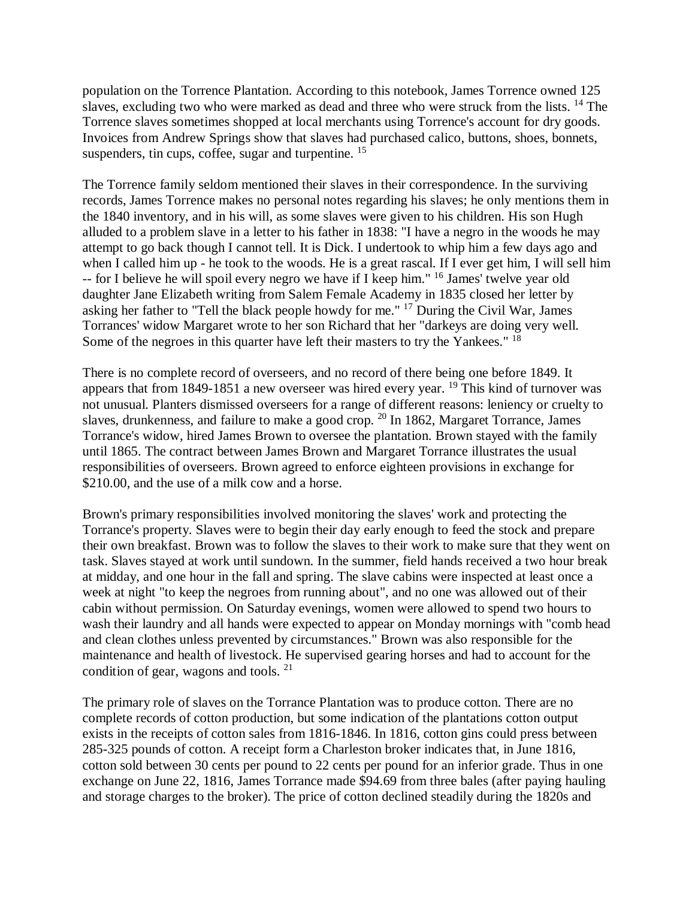population on the Torrence Plantation. According to this notebook, James Torrence owned 125 slaves, excluding two who were marked as dead and three who were struck from the lists. [14] The Torrence slaves sometimes shopped at local merchants using Torrence's account for dry goods. Invoices from Andrew Springs show that slaves had purchased calico, buttons, shoes, bonnets, suspenders, tin cups, coffee, sugar and turpentine. [15]

The Torrence family seldom mentioned their slaves in their correspondence. In the surviving records, James Torrence makes no personal notes regarding his slaves; he only mentions them in the 1840 inventory, and in his will, as some slaves were given to his children. His son Hugh alluded to a problem slave in a letter to his father in 1838: "I have a negro in the woods he may attempt to go back though I cannot tell. It is Dick. I undertook to whip him a few days ago and when I called him up - he took to the woods. He is a great rascal. If I ever get him, I will sell him -- for I believe he will spoil every negro we have if I keep him." [16] James' twelve year old daughter Jane Elizabeth writing from Salem Female Academy in 1835 closed her letter by asking her father to "Tell the black people howdy for me." [17] During the Civil War, James Torrances' widow Margaret wrote to her son Richard that her "darkeys are doing very well. Some of the negroes in this quarter have left their masters to try the Yankees." [18]

There is no complete record of overseers, and no record of there being one before 1849. It appears that from 1849-1851 a new overseer was hired every year. [19] This kind of turnover was not unusual. Planters dismissed overseers for a range of different reasons: leniency or cruelty to slaves, drunkenness, and failure to make a good crop. [20] In 1862, Margaret Torrance, James Torrance's widow, hired James Brown to oversee the plantation. Brown stayed with the family until 1865. The contract between James Brown and Margaret Torrance illustrates the usual responsibilities of overseers. Brown agreed to enforce eighteen provisions in exchange for $210.00, and the use of a milk cow and a horse.

Brown's primary responsibilities involved monitoring the slaves' work and protecting the Torrance's property. Slaves were to begin their day early enough to feed the stock and prepare their own breakfast. Brown was to follow the slaves to their work to make sure that they went on task. Slaves stayed at work until sundown. In the summer, field hands received a two hour break at midday, and one hour in the fall and spring. The slave cabins were inspected at least once a week at night "to keep the negroes from running about", and no one was allowed out of their cabin without permission. On Saturday evenings, women were allowed to spend two hours to wash their laundry and all hands were expected to appear on Monday mornings with "comb head and clean clothes unless prevented by circumstances." Brown was also responsible for the maintenance and health of livestock. He supervised gearing horses and had to account for the condition of gear, wagons and tools. [21]

The primary role of slaves on the Torrance Plantation was to produce cotton. There are no complete records of cotton production, but some indication of the plantations cotton output exists in the receipts of cotton sales from 1816-1846. In 1816, cotton gins could press between 285-325 pounds of cotton. A receipt form a Charleston broker indicates that, in June 1816, cotton sold between 30 cents per pound to 22 cents per pound for an inferior grade. Thus in one exchange on June 22, 1816, James Torrance made $94.69 from three bales (after paying hauling and storage charges to the broker). The price of cotton declined steadily during the 1820s and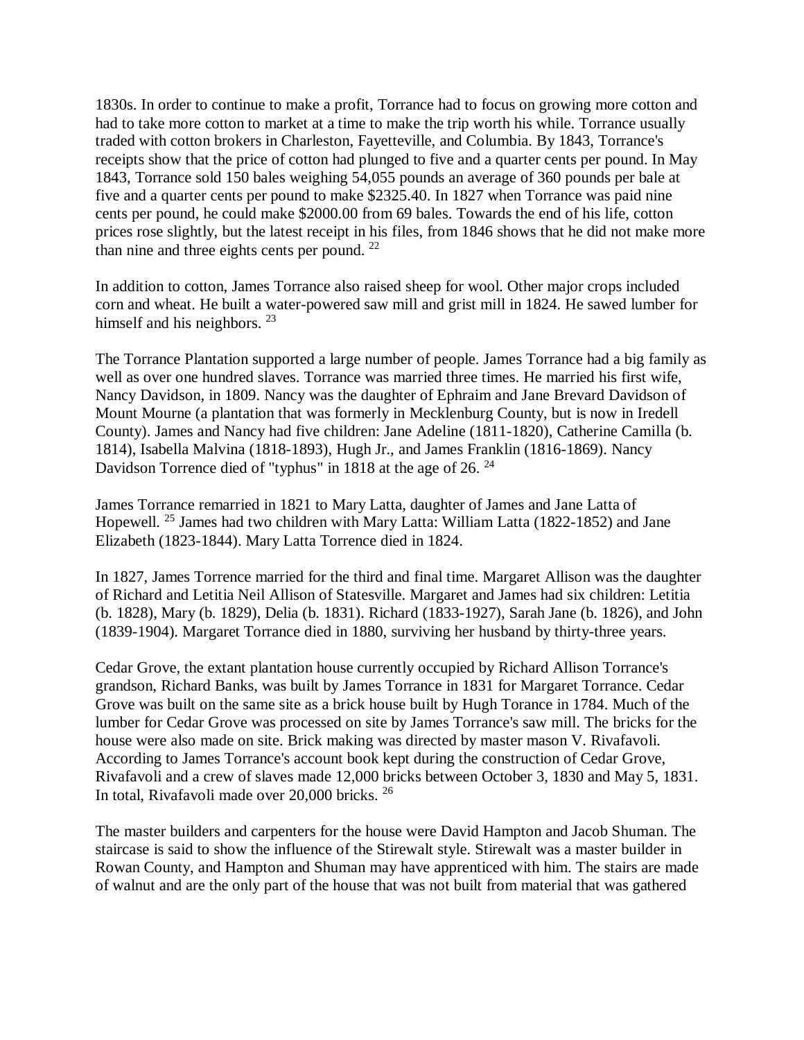1830s. In order to continue to make a profit, Torrance had to focus on growing more cotton and had to take more cotton to market at a time to make the trip worth his while. Torrance usually traded with cotton brokers in Charleston, Fayetteville, and Columbia. By 1843, Torrance's receipts show that the price of cotton had plunged to five and a quarter cents per pound. In May 1843, Torrance sold 150 bales weighing 54,055 pounds an average of 360 pounds per bale at five and a quarter cents per pound to make $2325.40. In 1827 when Torrance was paid nine cents per pound, he could make $2000.00 from 69 bales. Towards the end of his life, cotton prices rose slightly, but the latest receipt in his files, from 1846 shows that he did not make more than nine and three eights cents per pound. [22]

In addition to cotton, James Torrance also raised sheep for wool. Other major crops included corn and wheat. He built a water-powered saw mill and grist mill in 1824. He sawed lumber for himself and his neighbors. [23]

The Torrance Plantation supported a large number of people. James Torrance had a big family as well as over one hundred slaves. Torrance was married three times. He married his first wife, Nancy Davidson, in 1809. Nancy was the daughter of Ephraim and Jane Brevard Davidson of Mount Mourne (a plantation that was formerly in Mecklenburg County, but is now in Iredell County). James and Nancy had five children: Jane Adeline (1811-1820), Catherine Camilla (b. 1814), Isabella Malvina (1818-1893), Hugh Jr., and James Franklin (1816-1869). Nancy Davidson Torrence died of "typhus" in 1818 at the age of 26. [24]

James Torrance remarried in 1821 to Mary Latta, daughter of James and Jane Latta of Hopewell. [25] James had two children with Mary Latta: William Latta (1822-1852) and Jane Elizabeth (1823-1844). Mary Latta Torrence died in 1824.

In 1827, James Torrence married for the third and final time. Margaret Allison was the daughter of Richard and Letitia Neil Allison of Statesville. Margaret and James had six children: Letitia (b. 1828), Mary (b. 1829), Delia (b. 1831). Richard (1833-1927), Sarah Jane (b. 1826), and John (1839-1904). Margaret Torrance died in 1880, surviving her husband by thirty-three years.

Cedar Grove, the extant plantation house currently occupied by Richard Allison Torrance's grandson, Richard Banks, was built by James Torrance in 1831 for Margaret Torrance. Cedar Grove was built on the same site as a brick house built by Hugh Torance in 1784. Much of the lumber for Cedar Grove was processed on site by James Torrance's saw mill. The bricks for the house were also made on site. Brick making was directed by master mason V. Rivafavoli. According to James Torrance's account book kept during the construction of Cedar Grove, Rivafavoli and a crew of slaves made 12,000 bricks between October 3, 1830 and May 5, 1831. In total, Rivafavoli made over 20,000 bricks. [26]

The master builders and carpenters for the house were David Hampton and Jacob Shuman. The staircase is said to show the influence of the Stirewalt style. Stirewalt was a master builder in Rowan County, and Hampton and Shuman may have apprenticed with him. The stairs are made of walnut and are the only part of the house that was not built from material that was gathered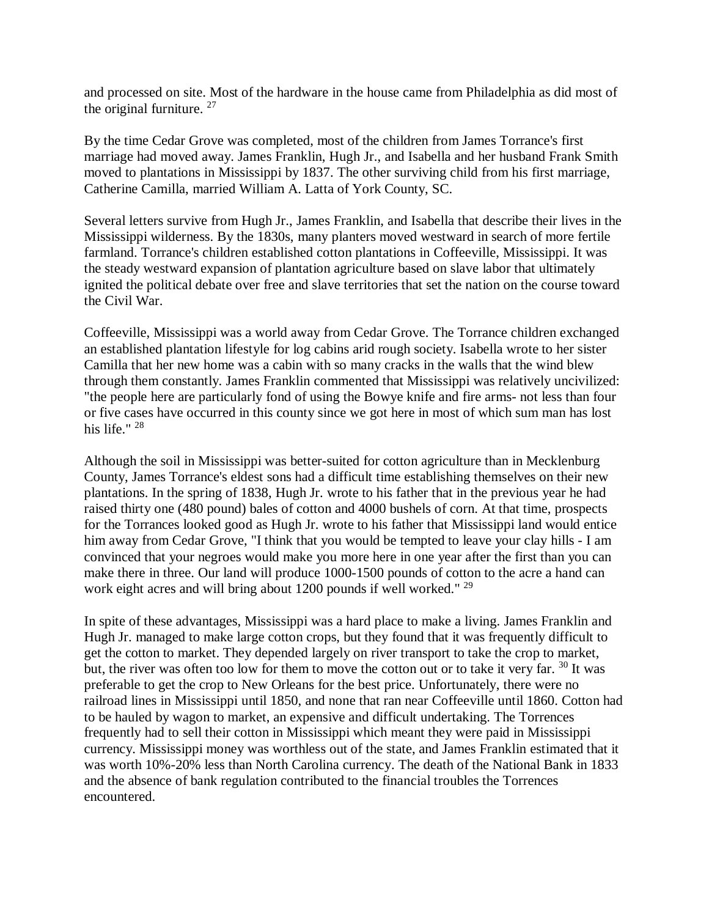and processed on site. Most of the hardware in the house came from Philadelphia as did most of the original furniture. [27]

By the time Cedar Grove was completed, most of the children from James Torrance's first marriage had moved away. James Franklin, Hugh Jr., and Isabella and her husband Frank Smith moved to plantations in Mississippi by 1837. The other surviving child from his first marriage, Catherine Camilla, married William A. Latta of York County, SC.

Several letters survive from Hugh Jr., James Franklin, and Isabella that describe their lives in the Mississippi wilderness. By the 1830s, many planters moved westward in search of more fertile farmland. Torrance's children established cotton plantations in Coffeeville, Mississippi. It was the steady westward expansion of plantation agriculture based on slave labor that ultimately ignited the political debate over free and slave territories that set the nation on the course toward the Civil War.

Coffeeville, Mississippi was a world away from Cedar Grove. The Torrance children exchanged an established plantation lifestyle for log cabins arid rough society. Isabella wrote to her sister Camilla that her new home was a cabin with so many cracks in the walls that the wind blew through them constantly. James Franklin commented that Mississippi was relatively uncivilized: "the people here are particularly fond of using the Bowye knife and fire arms- not less than four or five cases have occurred in this county since we got here in most of which sum man has lost his life." [28]

Although the soil in Mississippi was better-suited for cotton agriculture than in Mecklenburg County, James Torrance's eldest sons had a difficult time establishing themselves on their new plantations. In the spring of 1838, Hugh Jr. wrote to his father that in the previous year he had raised thirty one (480 pound) bales of cotton and 4000 bushels of corn. At that time, prospects for the Torrances looked good as Hugh Jr. wrote to his father that Mississippi land would entice him away from Cedar Grove, "I think that you would be tempted to leave your clay hills - I am convinced that your negroes would make you more here in one year after the first than you can make there in three. Our land will produce 1000-1500 pounds of cotton to the acre a hand can work eight acres and will bring about 1200 pounds if well worked." [29]

In spite of these advantages, Mississippi was a hard place to make a living. James Franklin and Hugh Jr. managed to make large cotton crops, but they found that it was frequently difficult to get the cotton to market. They depended largely on river transport to take the crop to market, but, the river was often too low for them to move the cotton out or to take it very far. [30] It was preferable to get the crop to New Orleans for the best price. Unfortunately, there were no railroad lines in Mississippi until 1850, and none that ran near Coffeeville until 1860. Cotton had to be hauled by wagon to market, an expensive and difficult undertaking. The Torrences frequently had to sell their cotton in Mississippi which meant they were paid in Mississippi currency. Mississippi money was worthless out of the state, and James Franklin estimated that it was worth 10%-20% less than North Carolina currency. The death of the National Bank in 1833 and the absence of bank regulation contributed to the financial troubles the Torrences encountered.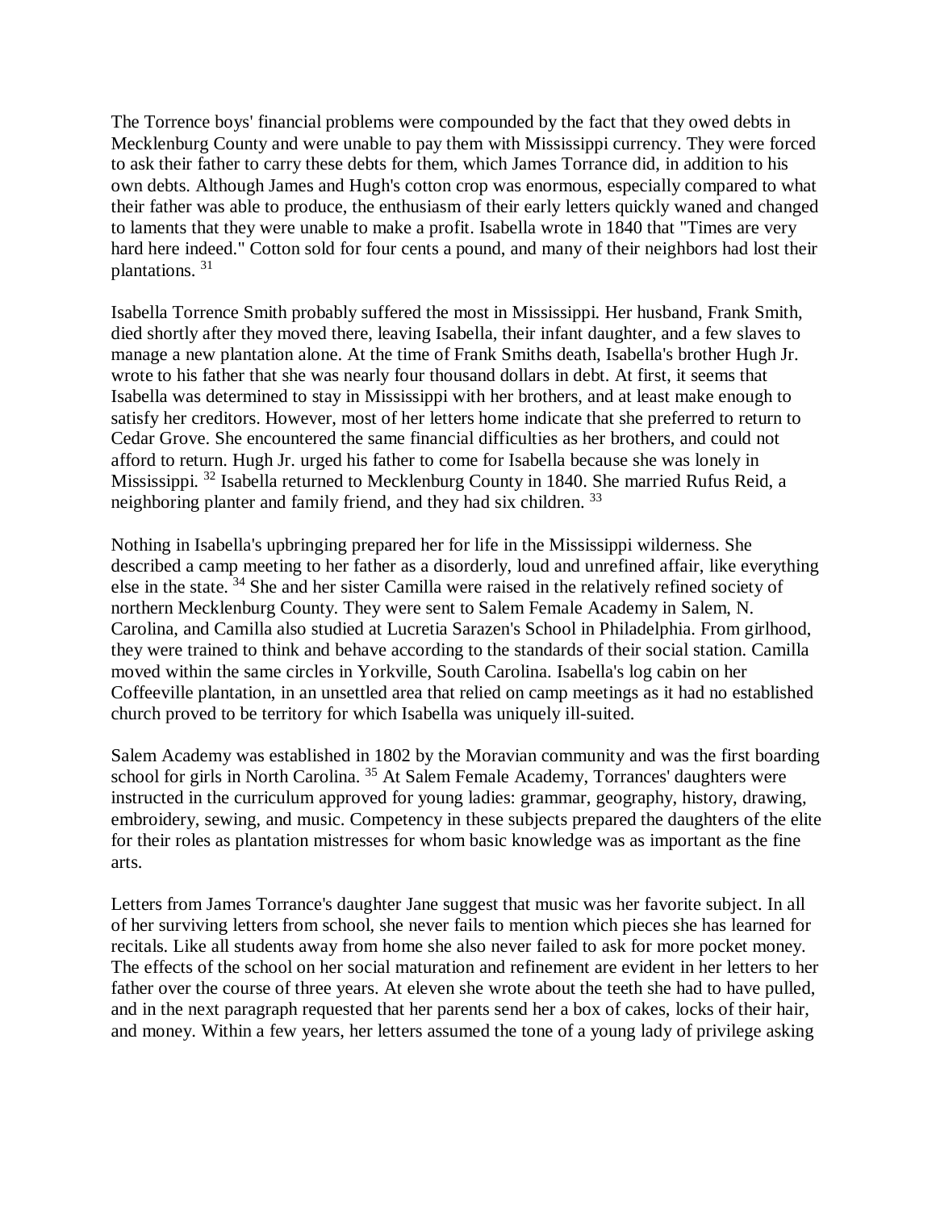The Torrence boys' financial problems were compounded by the fact that they owed debts in Mecklenburg County and were unable to pay them with Mississippi currency. They were forced to ask their father to carry these debts for them, which James Torrance did, in addition to his own debts. Although James and Hugh's cotton crop was enormous, especially compared to what their father was able to produce, the enthusiasm of their early letters quickly waned and changed to laments that they were unable to make a profit. Isabella wrote in 1840 that "Times are very hard here indeed." Cotton sold for four cents a pound, and many of their neighbors had lost their plantations. [31]

Isabella Torrence Smith probably suffered the most in Mississippi. Her husband, Frank Smith, died shortly after they moved there, leaving Isabella, their infant daughter, and a few slaves to manage a new plantation alone. At the time of Frank Smiths death, Isabella's brother Hugh Jr. wrote to his father that she was nearly four thousand dollars in debt. At first, it seems that Isabella was determined to stay in Mississippi with her brothers, and at least make enough to satisfy her creditors. However, most of her letters home indicate that she preferred to return to Cedar Grove. She encountered the same financial difficulties as her brothers, and could not afford to return. Hugh Jr. urged his father to come for Isabella because she was lonely in Mississippi. [32] Isabella returned to Mecklenburg County in 1840. She married Rufus Reid, a neighboring planter and family friend, and they had six children. [33]

Nothing in Isabella's upbringing prepared her for life in the Mississippi wilderness. She described a camp meeting to her father as a disorderly, loud and unrefined affair, like everything else in the state. [34] She and her sister Camilla were raised in the relatively refined society of northern Mecklenburg County. They were sent to Salem Female Academy in Salem, N. Carolina, and Camilla also studied at Lucretia Sarazen's School in Philadelphia. From girlhood, they were trained to think and behave according to the standards of their social station. Camilla moved within the same circles in Yorkville, South Carolina. Isabella's log cabin on her Coffeeville plantation, in an unsettled area that relied on camp meetings as it had no established church proved to be territory for which Isabella was uniquely ill-suited.

Salem Academy was established in 1802 by the Moravian community and was the first boarding school for girls in North Carolina. [35] At Salem Female Academy, Torrances' daughters were instructed in the curriculum approved for young ladies: grammar, geography, history, drawing, embroidery, sewing, and music. Competency in these subjects prepared the daughters of the elite for their roles as plantation mistresses for whom basic knowledge was as important as the fine arts.

Letters from James Torrance's daughter Jane suggest that music was her favorite subject. In all of her surviving letters from school, she never fails to mention which pieces she has learned for recitals. Like all students away from home she also never failed to ask for more pocket money. The effects of the school on her social maturation and refinement are evident in her letters to her father over the course of three years. At eleven she wrote about the teeth she had to have pulled, and in the next paragraph requested that her parents send her a box of cakes, locks of their hair, and money. Within a few years, her letters assumed the tone of a young lady of privilege asking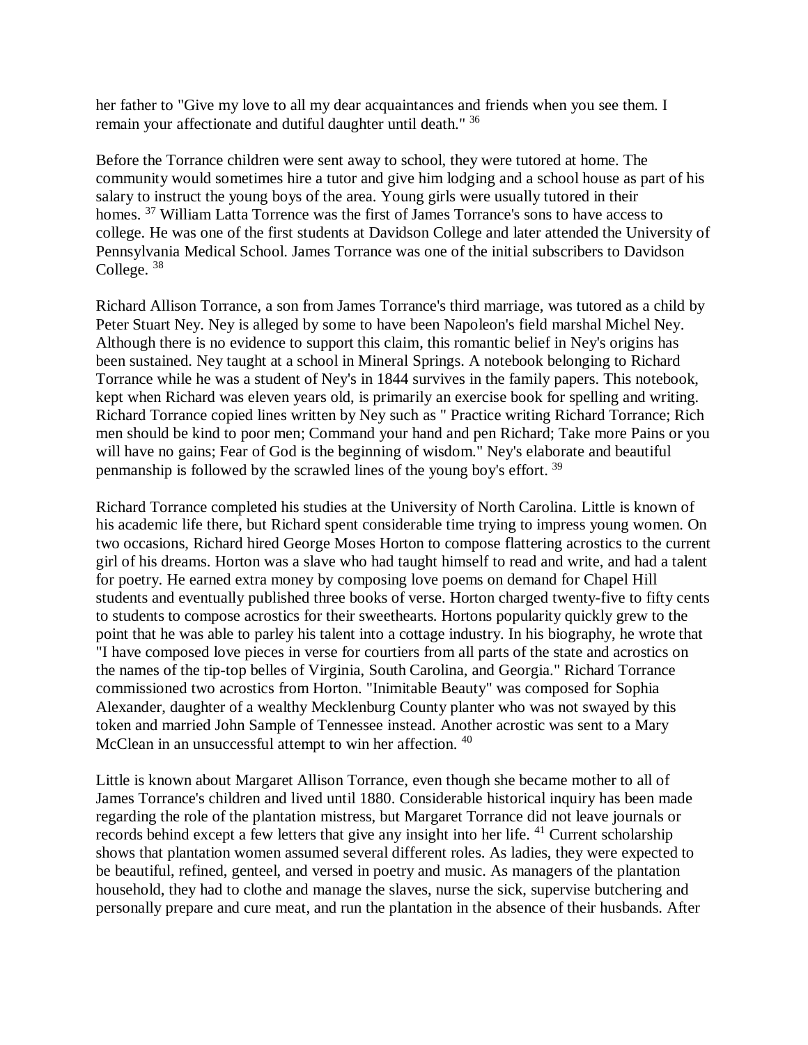her father to "Give my love to all my dear acquaintances and friends when you see them. I remain your affectionate and dutiful daughter until death." [36]

Before the Torrance children were sent away to school, they were tutored at home. The community would sometimes hire a tutor and give him lodging and a school house as part of his salary to instruct the young boys of the area. Young girls were usually tutored in their homes. [37] William Latta Torrence was the first of James Torrance's sons to have access to college. He was one of the first students at Davidson College and later attended the University of Pennsylvania Medical School. James Torrance was one of the initial subscribers to Davidson College. [38]

Richard Allison Torrance, a son from James Torrance's third marriage, was tutored as a child by Peter Stuart Ney. Ney is alleged by some to have been Napoleon's field marshal Michel Ney. Although there is no evidence to support this claim, this romantic belief in Ney's origins has been sustained. Ney taught at a school in Mineral Springs. A notebook belonging to Richard Torrance while he was a student of Ney's in 1844 survives in the family papers. This notebook, kept when Richard was eleven years old, is primarily an exercise book for spelling and writing. Richard Torrance copied lines written by Ney such as " Practice writing Richard Torrance; Rich men should be kind to poor men; Command your hand and pen Richard; Take more Pains or you will have no gains; Fear of God is the beginning of wisdom." Ney's elaborate and beautiful penmanship is followed by the scrawled lines of the young boy's effort. [39]

Richard Torrance completed his studies at the University of North Carolina. Little is known of his academic life there, but Richard spent considerable time trying to impress young women. On two occasions, Richard hired George Moses Horton to compose flattering acrostics to the current girl of his dreams. Horton was a slave who had taught himself to read and write, and had a talent for poetry. He earned extra money by composing love poems on demand for Chapel Hill students and eventually published three books of verse. Horton charged twenty-five to fifty cents to students to compose acrostics for their sweethearts. Hortons popularity quickly grew to the point that he was able to parley his talent into a cottage industry. In his biography, he wrote that "I have composed love pieces in verse for courtiers from all parts of the state and acrostics on the names of the tip-top belles of Virginia, South Carolina, and Georgia." Richard Torrance commissioned two acrostics from Horton. "Inimitable Beauty" was composed for Sophia Alexander, daughter of a wealthy Mecklenburg County planter who was not swayed by this token and married John Sample of Tennessee instead. Another acrostic was sent to a Mary McClean in an unsuccessful attempt to win her affection. [40]

Little is known about Margaret Allison Torrance, even though she became mother to all of James Torrance's children and lived until 1880. Considerable historical inquiry has been made regarding the role of the plantation mistress, but Margaret Torrance did not leave journals or records behind except a few letters that give any insight into her life. [41] Current scholarship shows that plantation women assumed several different roles. As ladies, they were expected to be beautiful, refined, genteel, and versed in poetry and music. As managers of the plantation household, they had to clothe and manage the slaves, nurse the sick, supervise butchering and personally prepare and cure meat, and run the plantation in the absence of their husbands. After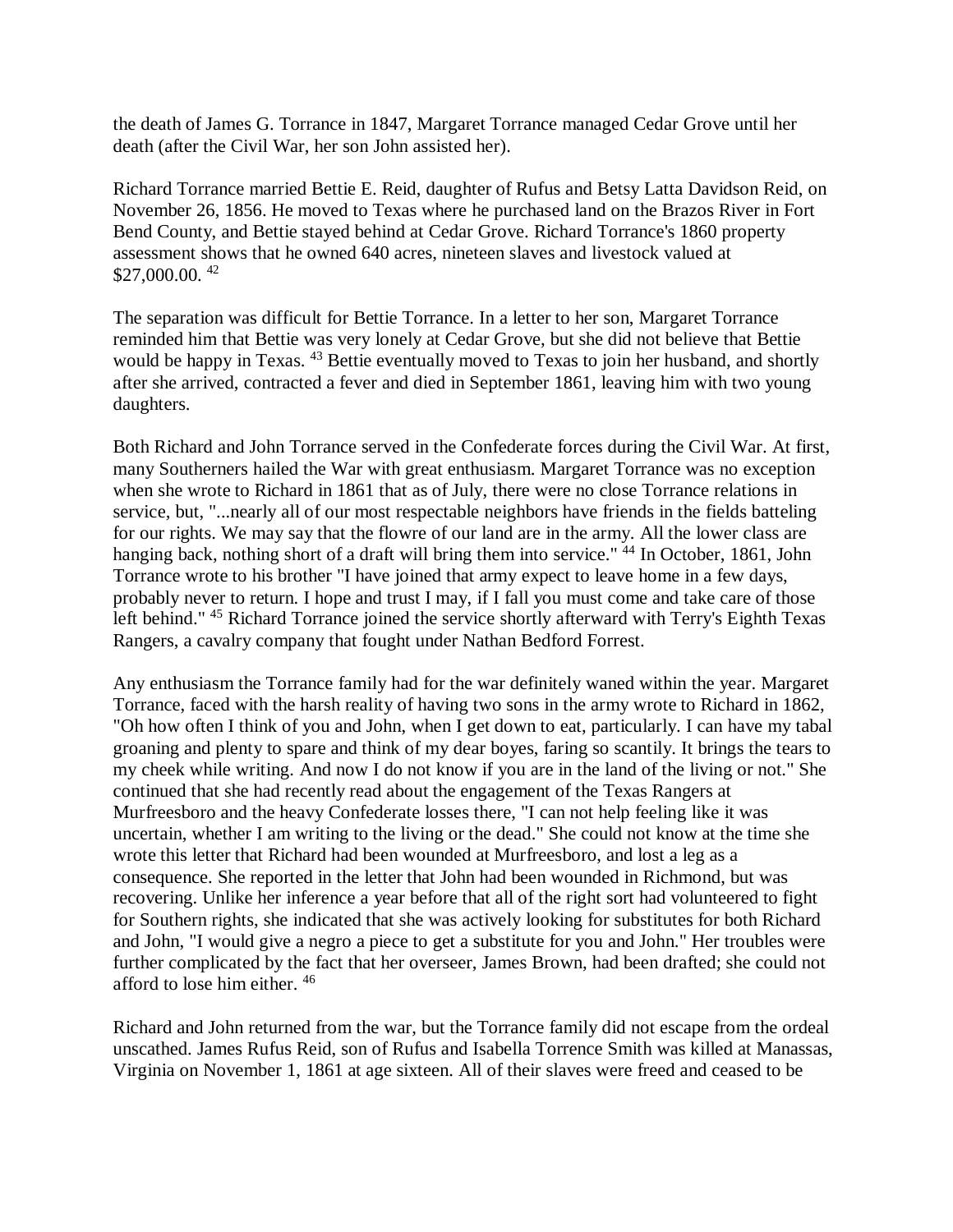the death of James G. Torrance in 1847, Margaret Torrance managed Cedar Grove until her death (after the Civil War, her son John assisted her).

Richard Torrance married Bettie E. Reid, daughter of Rufus and Betsy Latta Davidson Reid, on November 26, 1856. He moved to Texas where he purchased land on the Brazos River in Fort Bend County, and Bettie stayed behind at Cedar Grove. Richard Torrance's 1860 property assessment shows that he owned 640 acres, nineteen slaves and livestock valued at $27,000.00. [42]

The separation was difficult for Bettie Torrance. In a letter to her son, Margaret Torrance reminded him that Bettie was very lonely at Cedar Grove, but she did not believe that Bettie would be happy in Texas. [43] Bettie eventually moved to Texas to join her husband, and shortly after she arrived, contracted a fever and died in September 1861, leaving him with two young daughters.

Both Richard and John Torrance served in the Confederate forces during the Civil War. At first, many Southerners hailed the War with great enthusiasm. Margaret Torrance was no exception when she wrote to Richard in 1861 that as of July, there were no close Torrance relations in service, but, "...nearly all of our most respectable neighbors have friends in the fields batteling for our rights. We may say that the flowre of our land are in the army. All the lower class are hanging back, nothing short of a draft will bring them into service." [44] In October, 1861, John Torrance wrote to his brother "I have joined that army expect to leave home in a few days, probably never to return. I hope and trust I may, if I fall you must come and take care of those left behind." [45] Richard Torrance joined the service shortly afterward with Terry's Eighth Texas Rangers, a cavalry company that fought under Nathan Bedford Forrest.

Any enthusiasm the Torrance family had for the war definitely waned within the year. Margaret Torrance, faced with the harsh reality of having two sons in the army wrote to Richard in 1862, "Oh how often I think of you and John, when I get down to eat, particularly. I can have my tabal groaning and plenty to spare and think of my dear boyes, faring so scantily. It brings the tears to my cheek while writing. And now I do not know if you are in the land of the living or not." She continued that she had recently read about the engagement of the Texas Rangers at Murfreesboro and the heavy Confederate losses there, "I can not help feeling like it was uncertain, whether I am writing to the living or the dead." She could not know at the time she wrote this letter that Richard had been wounded at Murfreesboro, and lost a leg as a consequence. She reported in the letter that John had been wounded in Richmond, but was recovering. Unlike her inference a year before that all of the right sort had volunteered to fight for Southern rights, she indicated that she was actively looking for substitutes for both Richard and John, "I would give a negro a piece to get a substitute for you and John." Her troubles were further complicated by the fact that her overseer, James Brown, had been drafted; she could not afford to lose him either. [46]

Richard and John returned from the war, but the Torrance family did not escape from the ordeal unscathed. James Rufus Reid, son of Rufus and Isabella Torrence Smith was killed at Manassas, Virginia on November 1, 1861 at age sixteen. All of their slaves were freed and ceased to be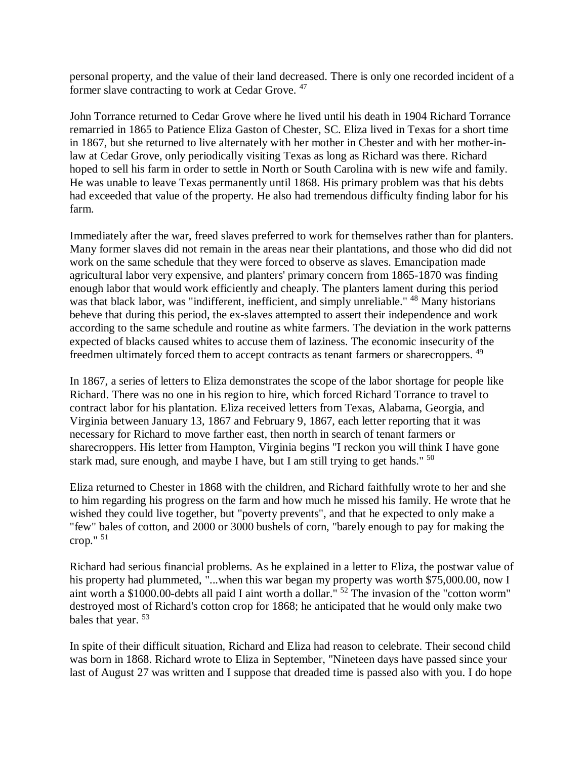personal property, and the value of their land decreased. There is only one recorded incident of a former slave contracting to work at Cedar Grove. [47]

John Torrance returned to Cedar Grove where he lived until his death in 1904 Richard Torrance remarried in 1865 to Patience Eliza Gaston of Chester, SC. Eliza lived in Texas for a short time in 1867, but she returned to live alternately with her mother in Chester and with her mother-in-law at Cedar Grove, only periodically visiting Texas as long as Richard was there. Richard hoped to sell his farm in order to settle in North or South Carolina with is new wife and family. He was unable to leave Texas permanently until 1868. His primary problem was that his debts had exceeded that value of the property. He also had tremendous difficulty finding labor for his farm.

Immediately after the war, freed slaves preferred to work for themselves rather than for planters. Many former slaves did not remain in the areas near their plantations, and those who did did not work on the same schedule that they were forced to observe as slaves. Emancipation made agricultural labor very expensive, and planters' primary concern from 1865-1870 was finding enough labor that would work efficiently and cheaply. The planters lament during this period was that black labor, was "indifferent, inefficient, and simply unreliable." [48] Many historians beheve that during this period, the ex-slaves attempted to assert their independence and work according to the same schedule and routine as white farmers. The deviation in the work patterns expected of blacks caused whites to accuse them of laziness. The economic insecurity of the freedmen ultimately forced them to accept contracts as tenant farmers or sharecroppers. [49]

In 1867, a series of letters to Eliza demonstrates the scope of the labor shortage for people like Richard. There was no one in his region to hire, which forced Richard Torrance to travel to contract labor for his plantation. Eliza received letters from Texas, Alabama, Georgia, and Virginia between January 13, 1867 and February 9, 1867, each letter reporting that it was necessary for Richard to move farther east, then north in search of tenant farmers or sharecroppers. His letter from Hampton, Virginia begins "I reckon you will think I have gone stark mad, sure enough, and maybe I have, but I am still trying to get hands." [50]

Eliza returned to Chester in 1868 with the children, and Richard faithfully wrote to her and she to him regarding his progress on the farm and how much he missed his family. He wrote that he wished they could live together, but "poverty prevents", and that he expected to only make a "few" bales of cotton, and 2000 or 3000 bushels of corn, "barely enough to pay for making the crop." [51]

Richard had serious financial problems. As he explained in a letter to Eliza, the postwar value of his property had plummeted, "...when this war began my property was worth $75,000.00, now I aint worth a $1000.00-debts all paid I aint worth a dollar." [52] The invasion of the "cotton worm" destroyed most of Richard's cotton crop for 1868; he anticipated that he would only make two bales that year. [53]

In spite of their difficult situation, Richard and Eliza had reason to celebrate. Their second child was born in 1868. Richard wrote to Eliza in September, "Nineteen days have passed since your last of August 27 was written and I suppose that dreaded time is passed also with you. I do hope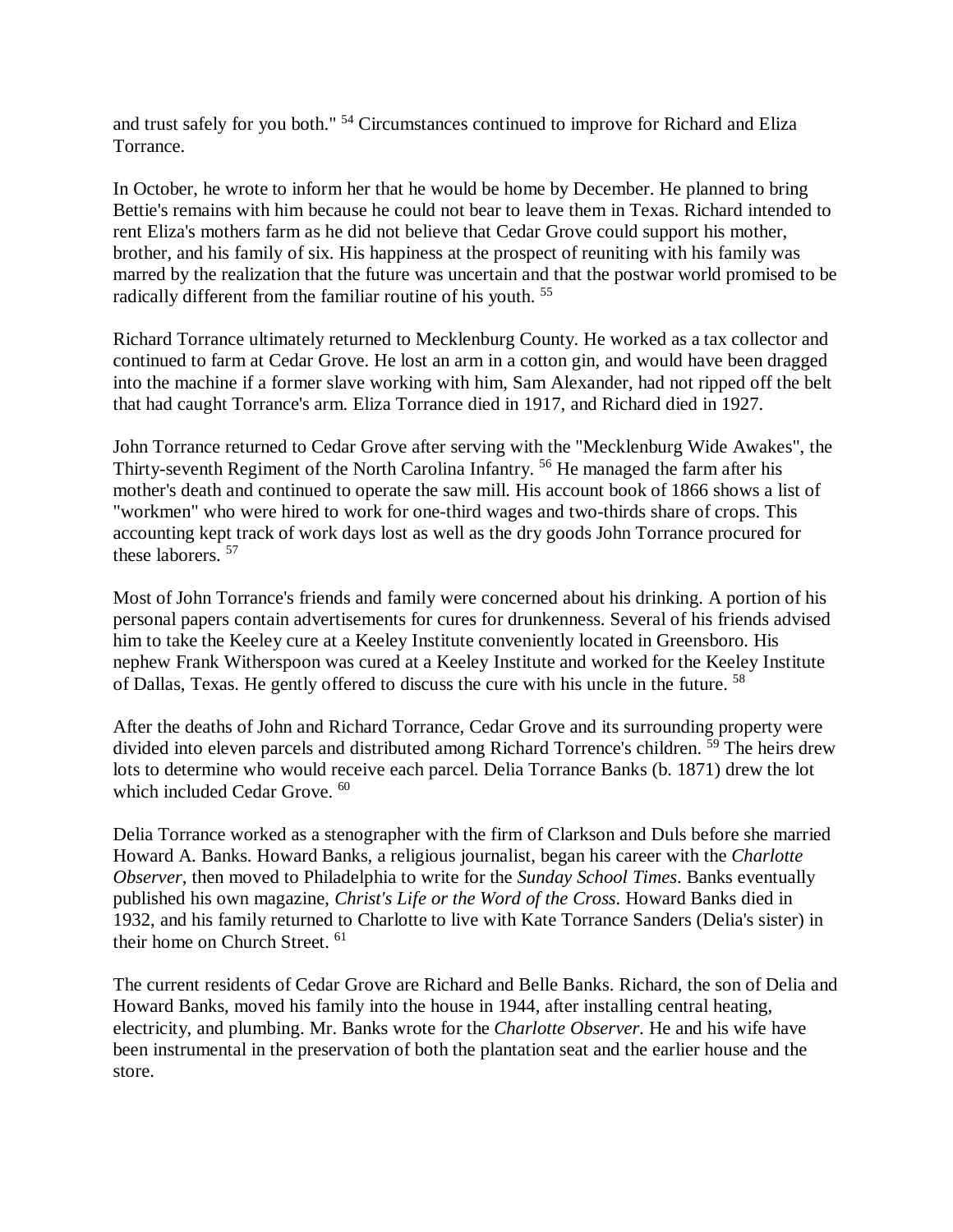and trust safely for you both." [54] Circumstances continued to improve for Richard and Eliza Torrance.

In October, he wrote to inform her that he would be home by December. He planned to bring Bettie's remains with him because he could not bear to leave them in Texas. Richard intended to rent Eliza's mothers farm as he did not believe that Cedar Grove could support his mother, brother, and his family of six. His happiness at the prospect of reuniting with his family was marred by the realization that the future was uncertain and that the postwar world promised to be radically different from the familiar routine of his youth. [55]

Richard Torrance ultimately returned to Mecklenburg County. He worked as a tax collector and continued to farm at Cedar Grove. He lost an arm in a cotton gin, and would have been dragged into the machine if a former slave working with him, Sam Alexander, had not ripped off the belt that had caught Torrance's arm. Eliza Torrance died in 1917, and Richard died in 1927.

John Torrance returned to Cedar Grove after serving with the "Mecklenburg Wide Awakes", the Thirty-seventh Regiment of the North Carolina Infantry. [56] He managed the farm after his mother's death and continued to operate the saw mill. His account book of 1866 shows a list of "workmen" who were hired to work for one-third wages and two-thirds share of crops. This accounting kept track of work days lost as well as the dry goods John Torrance procured for these laborers. [57]

Most of John Torrance's friends and family were concerned about his drinking. A portion of his personal papers contain advertisements for cures for drunkenness. Several of his friends advised him to take the Keeley cure at a Keeley Institute conveniently located in Greensboro. His nephew Frank Witherspoon was cured at a Keeley Institute and worked for the Keeley Institute of Dallas, Texas. He gently offered to discuss the cure with his uncle in the future. [58]

After the deaths of John and Richard Torrance, Cedar Grove and its surrounding property were divided into eleven parcels and distributed among Richard Torrence's children. [59] The heirs drew lots to determine who would receive each parcel. Delia Torrance Banks (b. 1871) drew the lot which included Cedar Grove. [60]

Delia Torrance worked as a stenographer with the firm of Clarkson and Duls before she married Howard A. Banks. Howard Banks, a religious journalist, began his career with the *Charlotte Observer*, then moved to Philadelphia to write for the *Sunday School Times*. Banks eventually published his own magazine, *Christ's Life or the Word of the Cross*. Howard Banks died in 1932, and his family returned to Charlotte to live with Kate Torrance Sanders (Delia's sister) in their home on Church Street. [61]

The current residents of Cedar Grove are Richard and Belle Banks. Richard, the son of Delia and Howard Banks, moved his family into the house in 1944, after installing central heating, electricity, and plumbing. Mr. Banks wrote for the *Charlotte Observer*. He and his wife have been instrumental in the preservation of both the plantation seat and the earlier house and the store.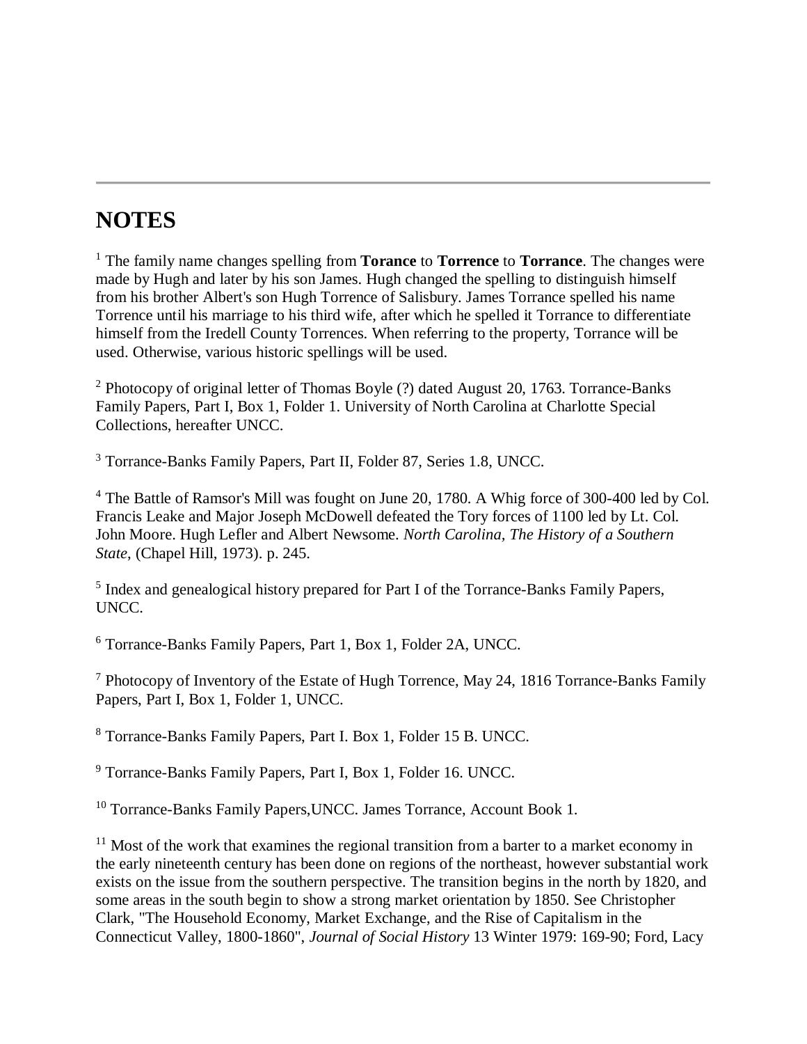---

# NOTES

[1] The family name changes spelling from **Torance** to **Torrence** to **Torrance**. The changes were made by Hugh and later by his son James. Hugh changed the spelling to distinguish himself from his brother Albert's son Hugh Torrence of Salisbury. James Torrance spelled his name Torrence until his marriage to his third wife, after which he spelled it Torrance to differentiate himself from the Iredell County Torrences. When referring to the property, Torrance will be used. Otherwise, various historic spellings will be used.

[2] Photocopy of original letter of Thomas Boyle (?) dated August 20, 1763. Torrance-Banks Family Papers, Part I, Box 1, Folder 1. University of North Carolina at Charlotte Special Collections, hereafter UNCC.

[3] Torrance-Banks Family Papers, Part II, Folder 87, Series 1.8, UNCC.

[4] The Battle of Ramsor's Mill was fought on June 20, 1780. A Whig force of 300-400 led by Col. Francis Leake and Major Joseph McDowell defeated the Tory forces of 1100 led by Lt. Col. John Moore. Hugh Lefler and Albert Newsome. *North Carolina, The History of a Southern State*, (Chapel Hill, 1973). p. 245.

[5] Index and genealogical history prepared for Part I of the Torrance-Banks Family Papers, UNCC.

[6] Torrance-Banks Family Papers, Part 1, Box 1, Folder 2A, UNCC.

[7] Photocopy of Inventory of the Estate of Hugh Torrence, May 24, 1816 Torrance-Banks Family Papers, Part I, Box 1, Folder 1, UNCC.

[8] Torrance-Banks Family Papers, Part I. Box 1, Folder 15 B. UNCC.

[9] Torrance-Banks Family Papers, Part I, Box 1, Folder 16. UNCC.

[10] Torrance-Banks Family Papers,UNCC. James Torrance, Account Book 1.

[11] Most of the work that examines the regional transition from a barter to a market economy in the early nineteenth century has been done on regions of the northeast, however substantial work exists on the issue from the southern perspective. The transition begins in the north by 1820, and some areas in the south begin to show a strong market orientation by 1850. See Christopher Clark, "The Household Economy, Market Exchange, and the Rise of Capitalism in the Connecticut Valley, 1800-1860", *Journal of Social History* 13 Winter 1979: 169-90; Ford, Lacy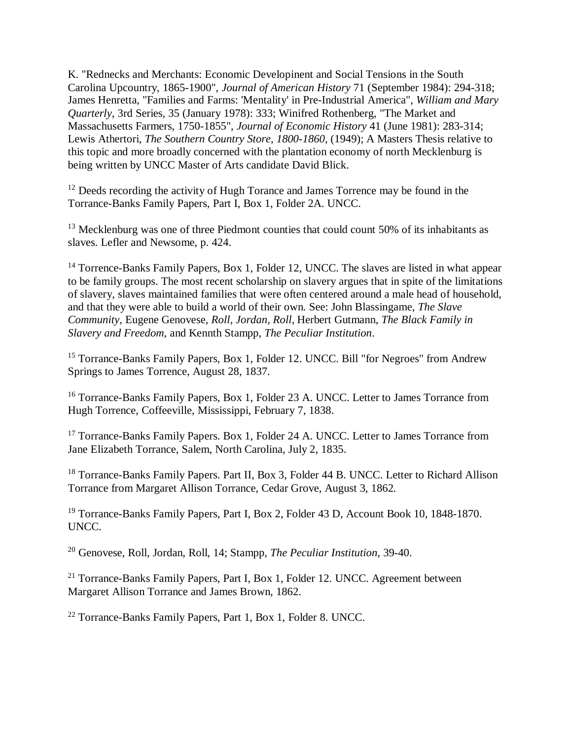K. "Rednecks and Merchants: Economic Developinent and Social Tensions in the South Carolina Upcountry, 1865-1900", *Journal of American History* 71 (September 1984): 294-318; James Henretta, "Families and Farms: 'Mentality' in Pre-Industrial America", *William and Mary Quarterly*, 3rd Series, 35 (January 1978): 333; Winifred Rothenberg, "The Market and Massachusetts Farmers, 1750-1855", *Journal of Economic History* 41 (June 1981): 283-314; Lewis Athertori, *The Southern Country Store, 1800-1860*, (1949); A Masters Thesis relative to this topic and more broadly concerned with the plantation economy of north Mecklenburg is being written by UNCC Master of Arts candidate David Blick.

[12] Deeds recording the activity of Hugh Torance and James Torrence may be found in the Torrance-Banks Family Papers, Part I, Box 1, Folder 2A. UNCC.

[13] Mecklenburg was one of three Piedmont counties that could count 50% of its inhabitants as slaves. Lefler and Newsome, p. 424.

[14] Torrence-Banks Family Papers, Box 1, Folder 12, UNCC. The slaves are listed in what appear to be family groups. The most recent scholarship on slavery argues that in spite of the limitations of slavery, slaves maintained families that were often centered around a male head of household, and that they were able to build a world of their own. See: John Blassingame, *The Slave Community*, Eugene Genovese, *Roll, Jordan, Roll*, Herbert Gutmann, *The Black Family in Slavery and Freedom*, and Kennth Stampp, *The Peculiar Institution*.

[15] Torrance-Banks Family Papers, Box 1, Folder 12. UNCC. Bill "for Negroes" from Andrew Springs to James Torrence, August 28, 1837.

[16] Torrance-Banks Family Papers, Box 1, Folder 23 A. UNCC. Letter to James Torrance from Hugh Torrence, Coffeeville, Mississippi, February 7, 1838.

[17] Torrance-Banks Family Papers. Box 1, Folder 24 A. UNCC. Letter to James Torrance from Jane Elizabeth Torrance, Salem, North Carolina, July 2, 1835.

[18] Torrance-Banks Family Papers. Part II, Box 3, Folder 44 B. UNCC. Letter to Richard Allison Torrance from Margaret Allison Torrance, Cedar Grove, August 3, 1862.

[19] Torrance-Banks Family Papers, Part I, Box 2, Folder 43 D, Account Book 10, 1848-1870. UNCC.

[20] Genovese, Roll, Jordan, Roll, 14; Stampp, *The Peculiar Institution*, 39-40.

[21] Torrance-Banks Family Papers, Part I, Box 1, Folder 12. UNCC. Agreement between Margaret Allison Torrance and James Brown, 1862.

[22] Torrance-Banks Family Papers, Part 1, Box 1, Folder 8. UNCC.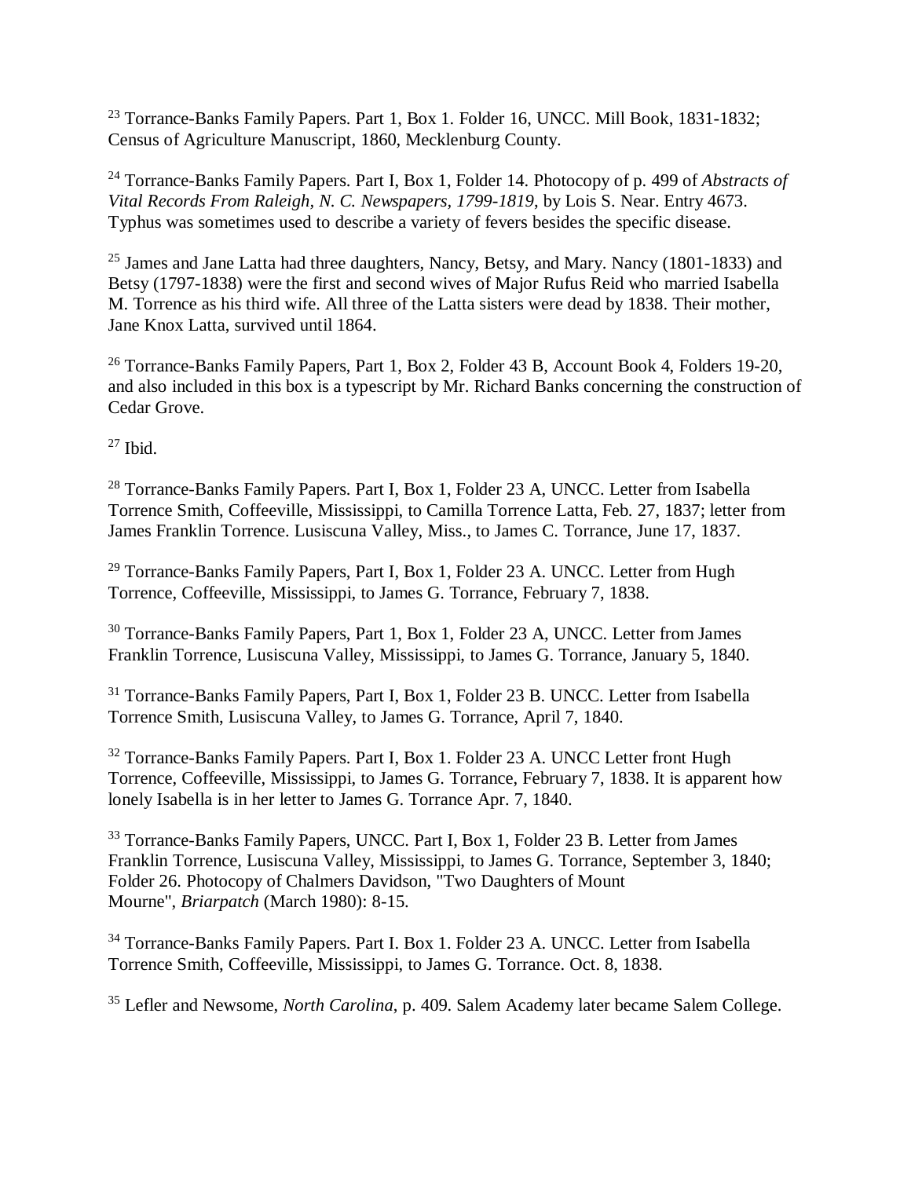[23] Torrance-Banks Family Papers. Part 1, Box 1. Folder 16, UNCC. Mill Book, 1831-1832; Census of Agriculture Manuscript, 1860, Mecklenburg County.

[24] Torrance-Banks Family Papers. Part I, Box 1, Folder 14. Photocopy of p. 499 of *Abstracts of Vital Records From Raleigh, N. C. Newspapers, 1799-1819*, by Lois S. Near. Entry 4673. Typhus was sometimes used to describe a variety of fevers besides the specific disease.

[25] James and Jane Latta had three daughters, Nancy, Betsy, and Mary. Nancy (1801-1833) and Betsy (1797-1838) were the first and second wives of Major Rufus Reid who married Isabella M. Torrence as his third wife. All three of the Latta sisters were dead by 1838. Their mother, Jane Knox Latta, survived until 1864.

[26] Torrance-Banks Family Papers, Part 1, Box 2, Folder 43 B, Account Book 4, Folders 19-20, and also included in this box is a typescript by Mr. Richard Banks concerning the construction of Cedar Grove.

[27] Ibid.

[28] Torrance-Banks Family Papers. Part I, Box 1, Folder 23 A, UNCC. Letter from Isabella Torrence Smith, Coffeeville, Mississippi, to Camilla Torrence Latta, Feb. 27, 1837; letter from James Franklin Torrence. Lusiscuna Valley, Miss., to James C. Torrance, June 17, 1837.

[29] Torrance-Banks Family Papers, Part I, Box 1, Folder 23 A. UNCC. Letter from Hugh Torrence, Coffeeville, Mississippi, to James G. Torrance, February 7, 1838.

[30] Torrance-Banks Family Papers, Part 1, Box 1, Folder 23 A, UNCC. Letter from James Franklin Torrence, Lusiscuna Valley, Mississippi, to James G. Torrance, January 5, 1840.

[31] Torrance-Banks Family Papers, Part I, Box 1, Folder 23 B. UNCC. Letter from Isabella Torrence Smith, Lusiscuna Valley, to James G. Torrance, April 7, 1840.

[32] Torrance-Banks Family Papers. Part I, Box 1. Folder 23 A. UNCC Letter front Hugh Torrence, Coffeeville, Mississippi, to James G. Torrance, February 7, 1838. It is apparent how lonely Isabella is in her letter to James G. Torrance Apr. 7, 1840.

[33] Torrance-Banks Family Papers, UNCC. Part I, Box 1, Folder 23 B. Letter from James Franklin Torrence, Lusiscuna Valley, Mississippi, to James G. Torrance, September 3, 1840; Folder 26. Photocopy of Chalmers Davidson, "Two Daughters of Mount Mourne", *Briarpatch* (March 1980): 8-15.

[34] Torrance-Banks Family Papers. Part I. Box 1. Folder 23 A. UNCC. Letter from Isabella Torrence Smith, Coffeeville, Mississippi, to James G. Torrance. Oct. 8, 1838.

[35] Lefler and Newsome, *North Carolina*, p. 409. Salem Academy later became Salem College.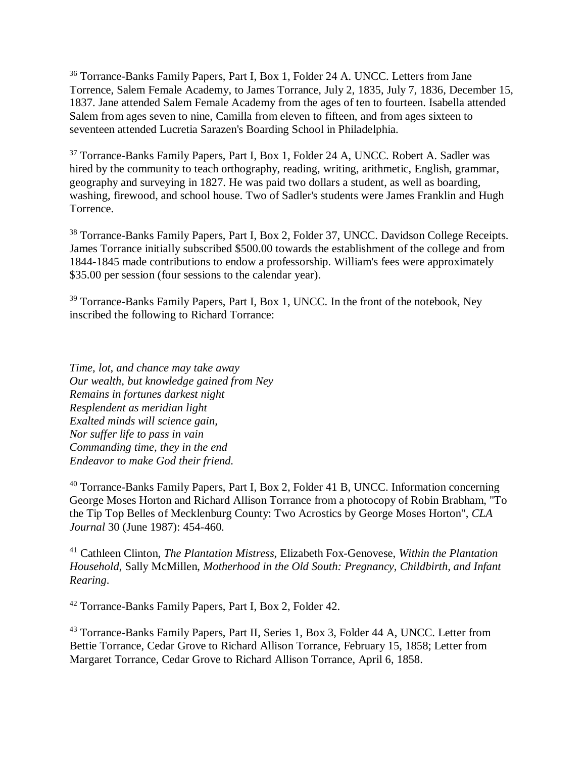[36] Torrance-Banks Family Papers, Part I, Box 1, Folder 24 A. UNCC. Letters from Jane Torrence, Salem Female Academy, to James Torrance, July 2, 1835, July 7, 1836, December 15, 1837. Jane attended Salem Female Academy from the ages of ten to fourteen. Isabella attended Salem from ages seven to nine, Camilla from eleven to fifteen, and from ages sixteen to seventeen attended Lucretia Sarazen's Boarding School in Philadelphia.

[37] Torrance-Banks Family Papers, Part I, Box 1, Folder 24 A, UNCC. Robert A. Sadler was hired by the community to teach orthography, reading, writing, arithmetic, English, grammar, geography and surveying in 1827. He was paid two dollars a student, as well as boarding, washing, firewood, and school house. Two of Sadler's students were James Franklin and Hugh Torrence.

[38] Torrance-Banks Family Papers, Part I, Box 2, Folder 37, UNCC. Davidson College Receipts. James Torrance initially subscribed $500.00 towards the establishment of the college and from 1844-1845 made contributions to endow a professorship. William's fees were approximately $35.00 per session (four sessions to the calendar year).

[39] Torrance-Banks Family Papers, Part I, Box 1, UNCC. In the front of the notebook, Ney inscribed the following to Richard Torrance:

*Time, lot, and chance may take away*
*Our wealth, but knowledge gained from Ney*
*Remains in fortunes darkest night*
*Resplendent as meridian light*
*Exalted minds will science gain,*
*Nor suffer life to pass in vain*
*Commanding time, they in the end*
*Endeavor to make God their friend.*

[40] Torrance-Banks Family Papers, Part I, Box 2, Folder 41 B, UNCC. Information concerning George Moses Horton and Richard Allison Torrance from a photocopy of Robin Brabham, "To the Tip Top Belles of Mecklenburg County: Two Acrostics by George Moses Horton", *CLA Journal* 30 (June 1987): 454-460.

[41] Cathleen Clinton, *The Plantation Mistress*, Elizabeth Fox-Genovese, *Within the Plantation Household*, Sally McMillen, *Motherhood in the Old South: Pregnancy, Childbirth, and Infant Rearing*.

[42] Torrance-Banks Family Papers, Part I, Box 2, Folder 42.

[43] Torrance-Banks Family Papers, Part II, Series 1, Box 3, Folder 44 A, UNCC. Letter from Bettie Torrance, Cedar Grove to Richard Allison Torrance, February 15, 1858; Letter from Margaret Torrance, Cedar Grove to Richard Allison Torrance, April 6, 1858.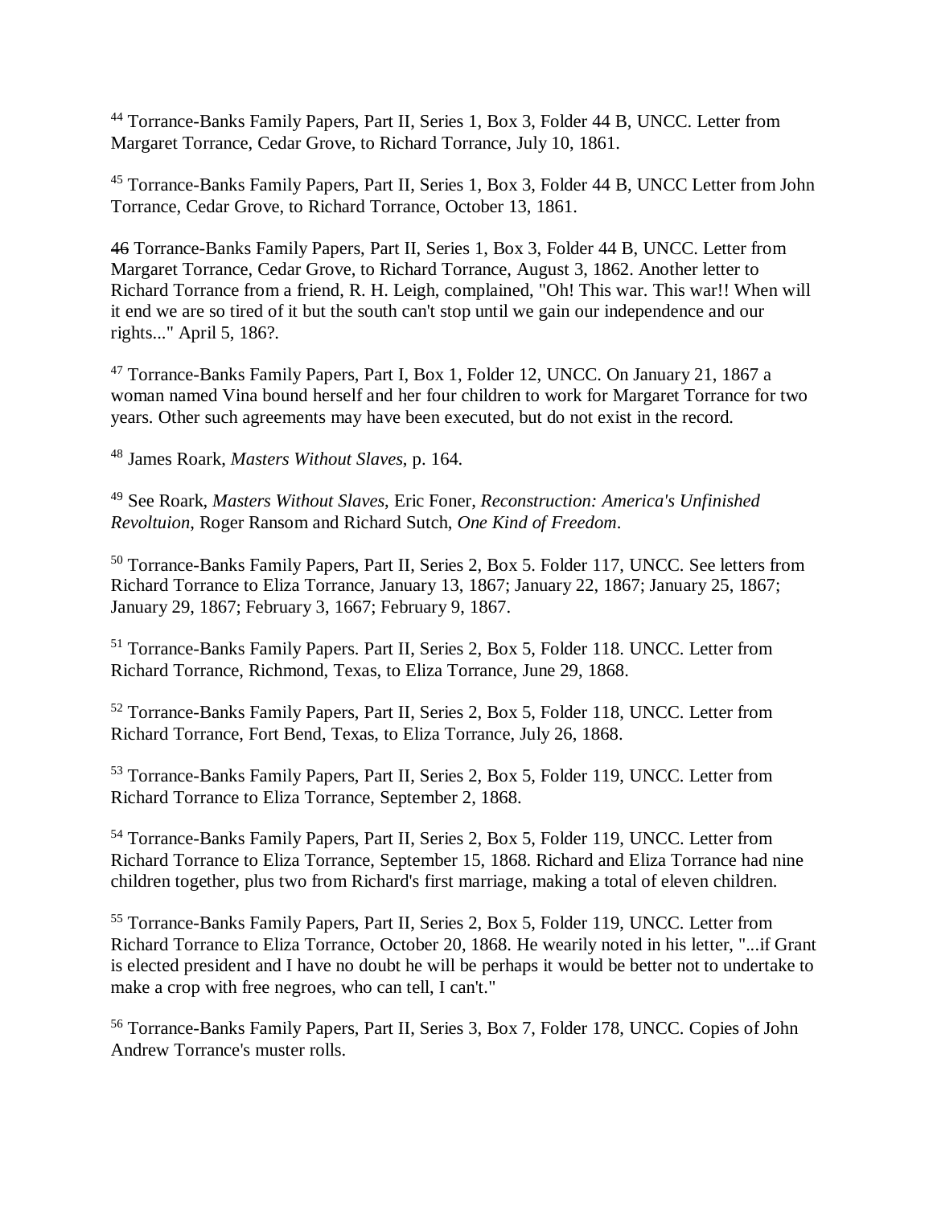[44] Torrance-Banks Family Papers, Part II, Series 1, Box 3, Folder 44 B, UNCC. Letter from Margaret Torrance, Cedar Grove, to Richard Torrance, July 10, 1861.

[45] Torrance-Banks Family Papers, Part II, Series 1, Box 3, Folder 44 B, UNCC Letter from John Torrance, Cedar Grove, to Richard Torrance, October 13, 1861.

~~46~~ Torrance-Banks Family Papers, Part II, Series 1, Box 3, Folder 44 B, UNCC. Letter from Margaret Torrance, Cedar Grove, to Richard Torrance, August 3, 1862. Another letter to Richard Torrance from a friend, R. H. Leigh, complained, "Oh! This war. This war!! When will it end we are so tired of it but the south can't stop until we gain our independence and our rights..." April 5, 186?.

[47] Torrance-Banks Family Papers, Part I, Box 1, Folder 12, UNCC. On January 21, 1867 a woman named Vina bound herself and her four children to work for Margaret Torrance for two years. Other such agreements may have been executed, but do not exist in the record.

[48] James Roark, *Masters Without Slaves*, p. 164.

[49] See Roark, *Masters Without Slaves*, Eric Foner, *Reconstruction: America's Unfinished Revoltuion*, Roger Ransom and Richard Sutch, *One Kind of Freedom*.

[50] Torrance-Banks Family Papers, Part II, Series 2, Box 5. Folder 117, UNCC. See letters from Richard Torrance to Eliza Torrance, January 13, 1867; January 22, 1867; January 25, 1867; January 29, 1867; February 3, 1667; February 9, 1867.

[51] Torrance-Banks Family Papers. Part II, Series 2, Box 5, Folder 118. UNCC. Letter from Richard Torrance, Richmond, Texas, to Eliza Torrance, June 29, 1868.

[52] Torrance-Banks Family Papers, Part II, Series 2, Box 5, Folder 118, UNCC. Letter from Richard Torrance, Fort Bend, Texas, to Eliza Torrance, July 26, 1868.

[53] Torrance-Banks Family Papers, Part II, Series 2, Box 5, Folder 119, UNCC. Letter from Richard Torrance to Eliza Torrance, September 2, 1868.

[54] Torrance-Banks Family Papers, Part II, Series 2, Box 5, Folder 119, UNCC. Letter from Richard Torrance to Eliza Torrance, September 15, 1868. Richard and Eliza Torrance had nine children together, plus two from Richard's first marriage, making a total of eleven children.

[55] Torrance-Banks Family Papers, Part II, Series 2, Box 5, Folder 119, UNCC. Letter from Richard Torrance to Eliza Torrance, October 20, 1868. He wearily noted in his letter, "...if Grant is elected president and I have no doubt he will be perhaps it would be better not to undertake to make a crop with free negroes, who can tell, I can't."

[56] Torrance-Banks Family Papers, Part II, Series 3, Box 7, Folder 178, UNCC. Copies of John Andrew Torrance's muster rolls.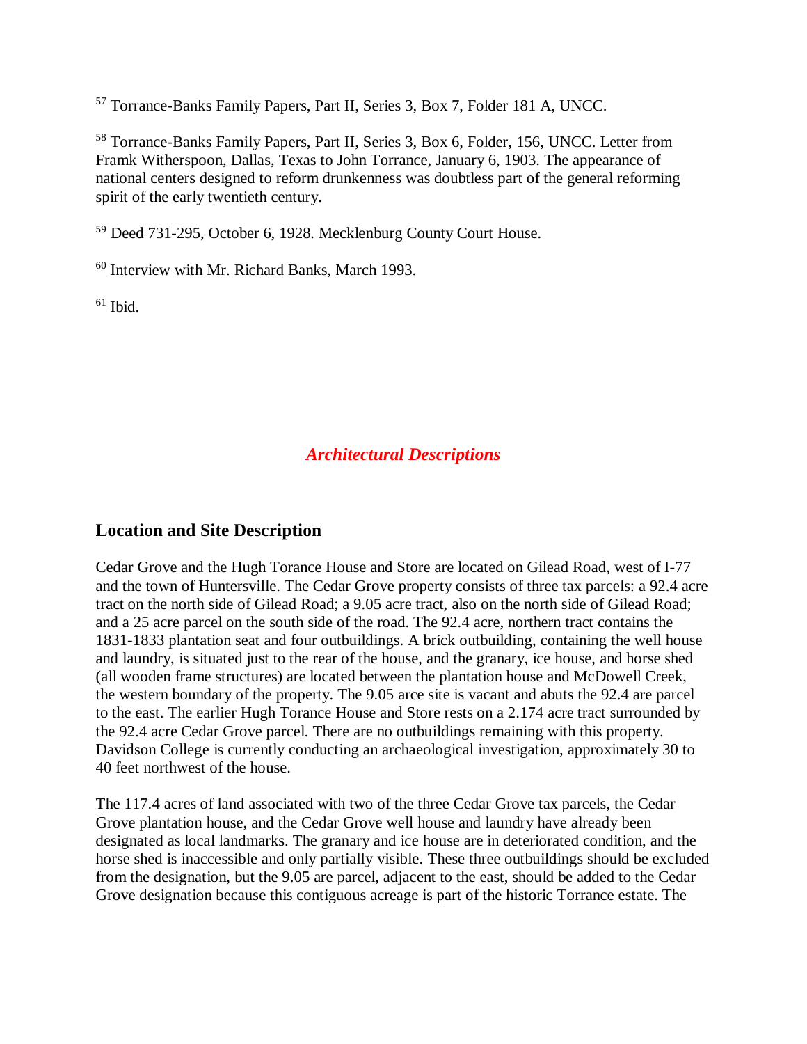[57] Torrance-Banks Family Papers, Part II, Series 3, Box 7, Folder 181 A, UNCC.

[58] Torrance-Banks Family Papers, Part II, Series 3, Box 6, Folder, 156, UNCC. Letter from Framk Witherspoon, Dallas, Texas to John Torrance, January 6, 1903. The appearance of national centers designed to reform drunkenness was doubtless part of the general reforming spirit of the early twentieth century.

[59] Deed 731-295, October 6, 1928. Mecklenburg County Court House.

[60] Interview with Mr. Richard Banks, March 1993.

[61] Ibid.

## *Architectural Descriptions*

### Location and Site Description

Cedar Grove and the Hugh Torance House and Store are located on Gilead Road, west of I-77 and the town of Huntersville. The Cedar Grove property consists of three tax parcels: a 92.4 acre tract on the north side of Gilead Road; a 9.05 acre tract, also on the north side of Gilead Road; and a 25 acre parcel on the south side of the road. The 92.4 acre, northern tract contains the 1831-1833 plantation seat and four outbuildings. A brick outbuilding, containing the well house and laundry, is situated just to the rear of the house, and the granary, ice house, and horse shed (all wooden frame structures) are located between the plantation house and McDowell Creek, the western boundary of the property. The 9.05 arce site is vacant and abuts the 92.4 are parcel to the east. The earlier Hugh Torance House and Store rests on a 2.174 acre tract surrounded by the 92.4 acre Cedar Grove parcel. There are no outbuildings remaining with this property. Davidson College is currently conducting an archaeological investigation, approximately 30 to 40 feet northwest of the house.

The 117.4 acres of land associated with two of the three Cedar Grove tax parcels, the Cedar Grove plantation house, and the Cedar Grove well house and laundry have already been designated as local landmarks. The granary and ice house are in deteriorated condition, and the horse shed is inaccessible and only partially visible. These three outbuildings should be excluded from the designation, but the 9.05 are parcel, adjacent to the east, should be added to the Cedar Grove designation because this contiguous acreage is part of the historic Torrance estate. The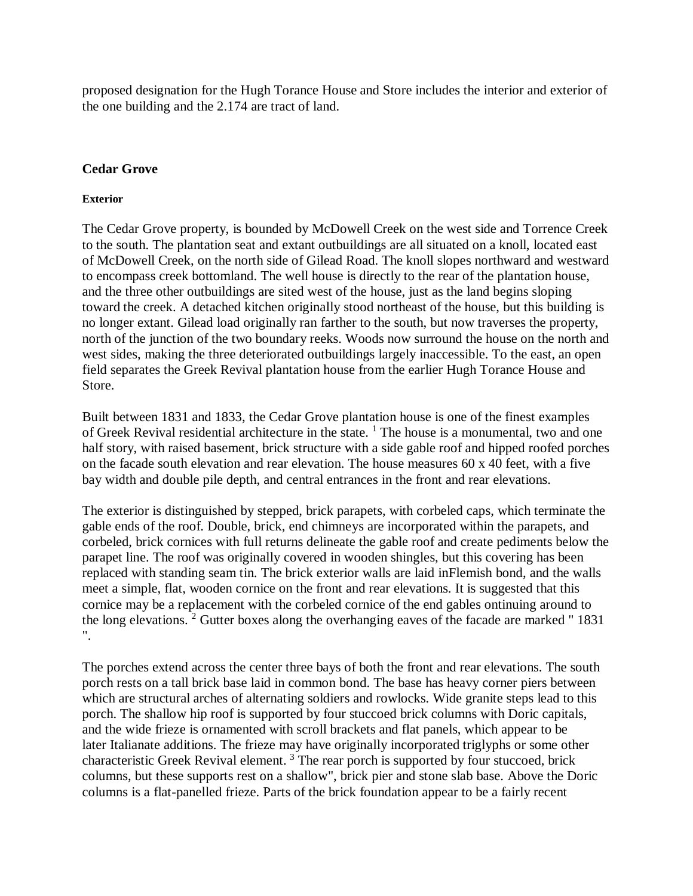proposed designation for the Hugh Torance House and Store includes the interior and exterior of the one building and the 2.174 are tract of land.

## Cedar Grove

### Exterior

The Cedar Grove property, is bounded by McDowell Creek on the west side and Torrence Creek to the south. The plantation seat and extant outbuildings are all situated on a knoll, located east of McDowell Creek, on the north side of Gilead Road. The knoll slopes northward and westward to encompass creek bottomland. The well house is directly to the rear of the plantation house, and the three other outbuildings are sited west of the house, just as the land begins sloping toward the creek. A detached kitchen originally stood northeast of the house, but this building is no longer extant. Gilead load originally ran farther to the south, but now traverses the property, north of the junction of the two boundary reeks. Woods now surround the house on the north and west sides, making the three deteriorated outbuildings largely inaccessible. To the east, an open field separates the Greek Revival plantation house from the earlier Hugh Torance House and Store.

Built between 1831 and 1833, the Cedar Grove plantation house is one of the finest examples of Greek Revival residential architecture in the state. [1] The house is a monumental, two and one half story, with raised basement, brick structure with a side gable roof and hipped roofed porches on the facade south elevation and rear elevation. The house measures 60 x 40 feet, with a five bay width and double pile depth, and central entrances in the front and rear elevations.

The exterior is distinguished by stepped, brick parapets, with corbeled caps, which terminate the gable ends of the roof. Double, brick, end chimneys are incorporated within the parapets, and corbeled, brick cornices with full returns delineate the gable roof and create pediments below the parapet line. The roof was originally covered in wooden shingles, but this covering has been replaced with standing seam tin. The brick exterior walls are laid inFlemish bond, and the walls meet a simple, flat, wooden cornice on the front and rear elevations. It is suggested that this cornice may be a replacement with the corbeled cornice of the end gables ontinuing around to the long elevations. [2] Gutter boxes along the overhanging eaves of the facade are marked " 1831 ".

The porches extend across the center three bays of both the front and rear elevations. The south porch rests on a tall brick base laid in common bond. The base has heavy corner piers between which are structural arches of alternating soldiers and rowlocks. Wide granite steps lead to this porch. The shallow hip roof is supported by four stuccoed brick columns with Doric capitals, and the wide frieze is ornamented with scroll brackets and flat panels, which appear to be later Italianate additions. The frieze may have originally incorporated triglyphs or some other characteristic Greek Revival element. [3] The rear porch is supported by four stuccoed, brick columns, but these supports rest on a shallow", brick pier and stone slab base. Above the Doric columns is a flat-panelled frieze. Parts of the brick foundation appear to be a fairly recent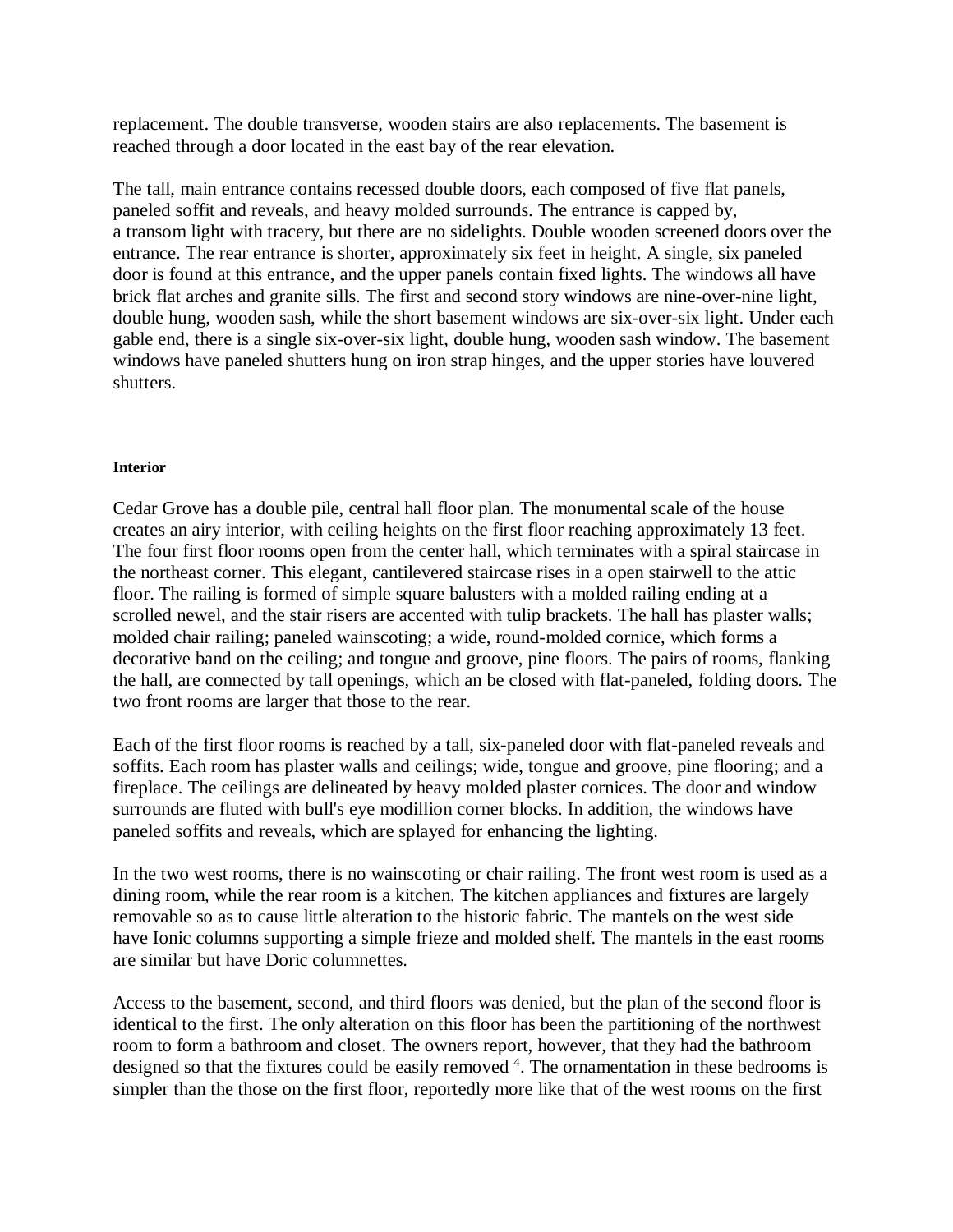replacement. The double transverse, wooden stairs are also replacements. The basement is reached through a door located in the east bay of the rear elevation.

The tall, main entrance contains recessed double doors, each composed of five flat panels, paneled soffit and reveals, and heavy molded surrounds. The entrance is capped by, a transom light with tracery, but there are no sidelights. Double wooden screened doors over the entrance. The rear entrance is shorter, approximately six feet in height. A single, six paneled door is found at this entrance, and the upper panels contain fixed lights. The windows all have brick flat arches and granite sills. The first and second story windows are nine-over-nine light, double hung, wooden sash, while the short basement windows are six-over-six light. Under each gable end, there is a single six-over-six light, double hung, wooden sash window. The basement windows have paneled shutters hung on iron strap hinges, and the upper stories have louvered shutters.

#### Interior

Cedar Grove has a double pile, central hall floor plan. The monumental scale of the house creates an airy interior, with ceiling heights on the first floor reaching approximately 13 feet. The four first floor rooms open from the center hall, which terminates with a spiral staircase in the northeast corner. This elegant, cantilevered staircase rises in a open stairwell to the attic floor. The railing is formed of simple square balusters with a molded railing ending at a scrolled newel, and the stair risers are accented with tulip brackets. The hall has plaster walls; molded chair railing; paneled wainscoting; a wide, round-molded cornice, which forms a decorative band on the ceiling; and tongue and groove, pine floors. The pairs of rooms, flanking the hall, are connected by tall openings, which an be closed with flat-paneled, folding doors. The two front rooms are larger that those to the rear.

Each of the first floor rooms is reached by a tall, six-paneled door with flat-paneled reveals and soffits. Each room has plaster walls and ceilings; wide, tongue and groove, pine flooring; and a fireplace. The ceilings are delineated by heavy molded plaster cornices. The door and window surrounds are fluted with bull's eye modillion corner blocks. In addition, the windows have paneled soffits and reveals, which are splayed for enhancing the lighting.

In the two west rooms, there is no wainscoting or chair railing. The front west room is used as a dining room, while the rear room is a kitchen. The kitchen appliances and fixtures are largely removable so as to cause little alteration to the historic fabric. The mantels on the west side have Ionic columns supporting a simple frieze and molded shelf. The mantels in the east rooms are similar but have Doric columnettes.

Access to the basement, second, and third floors was denied, but the plan of the second floor is identical to the first. The only alteration on this floor has been the partitioning of the northwest room to form a bathroom and closet. The owners report, however, that they had the bathroom designed so that the fixtures could be easily removed [4]. The ornamentation in these bedrooms is simpler than the those on the first floor, reportedly more like that of the west rooms on the first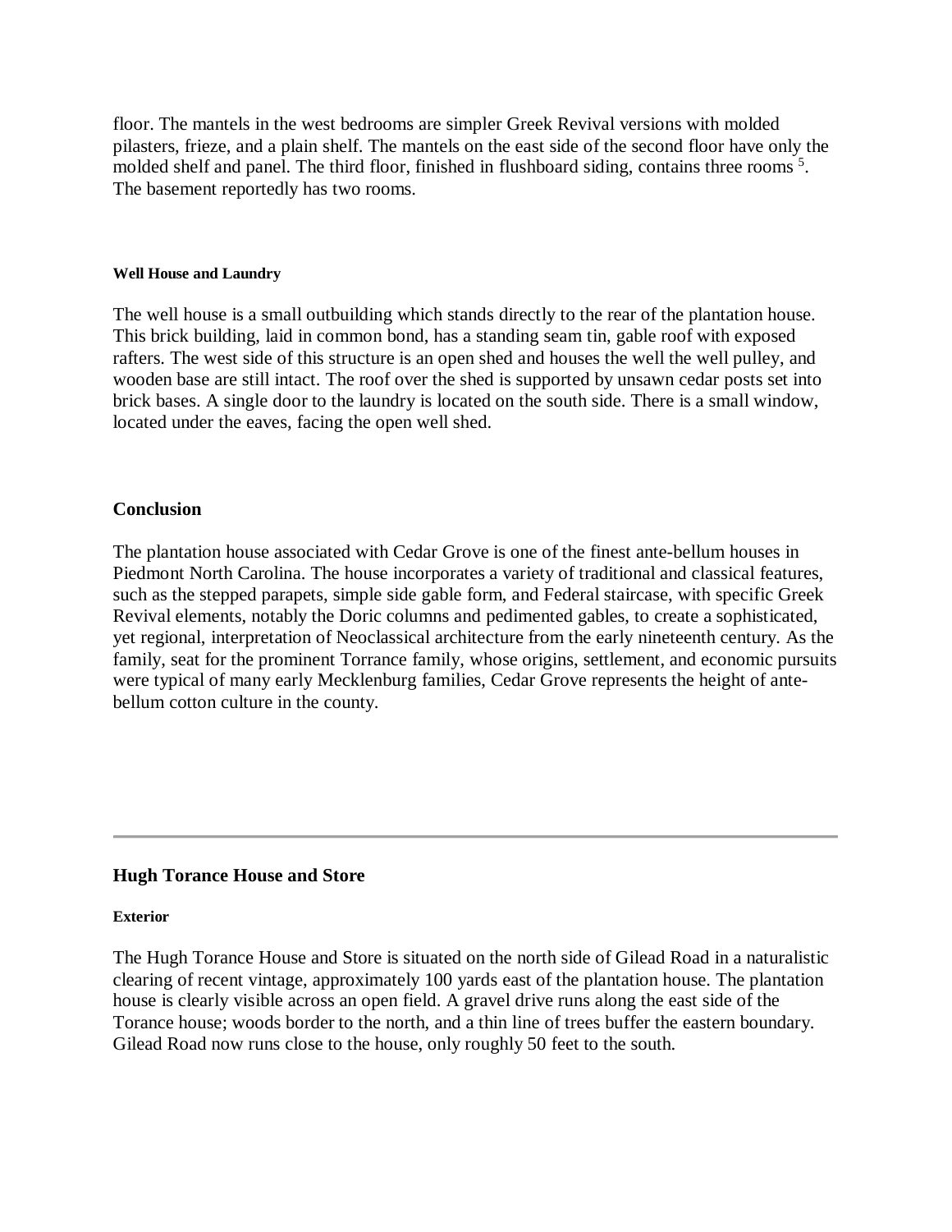floor. The mantels in the west bedrooms are simpler Greek Revival versions with molded pilasters, frieze, and a plain shelf. The mantels on the east side of the second floor have only the molded shelf and panel. The third floor, finished in flushboard siding, contains three rooms [5]. The basement reportedly has two rooms.

#### Well House and Laundry

The well house is a small outbuilding which stands directly to the rear of the plantation house. This brick building, laid in common bond, has a standing seam tin, gable roof with exposed rafters. The west side of this structure is an open shed and houses the well the well pulley, and wooden base are still intact. The roof over the shed is supported by unsawn cedar posts set into brick bases. A single door to the laundry is located on the south side. There is a small window, located under the eaves, facing the open well shed.

### Conclusion

The plantation house associated with Cedar Grove is one of the finest ante-bellum houses in Piedmont North Carolina. The house incorporates a variety of traditional and classical features, such as the stepped parapets, simple side gable form, and Federal staircase, with specific Greek Revival elements, notably the Doric columns and pedimented gables, to create a sophisticated, yet regional, interpretation of Neoclassical architecture from the early nineteenth century. As the family, seat for the prominent Torrance family, whose origins, settlement, and economic pursuits were typical of many early Mecklenburg families, Cedar Grove represents the height of ante-bellum cotton culture in the county.

---

### Hugh Torance House and Store

#### Exterior

The Hugh Torance House and Store is situated on the north side of Gilead Road in a naturalistic clearing of recent vintage, approximately 100 yards east of the plantation house. The plantation house is clearly visible across an open field. A gravel drive runs along the east side of the Torance house; woods border to the north, and a thin line of trees buffer the eastern boundary. Gilead Road now runs close to the house, only roughly 50 feet to the south.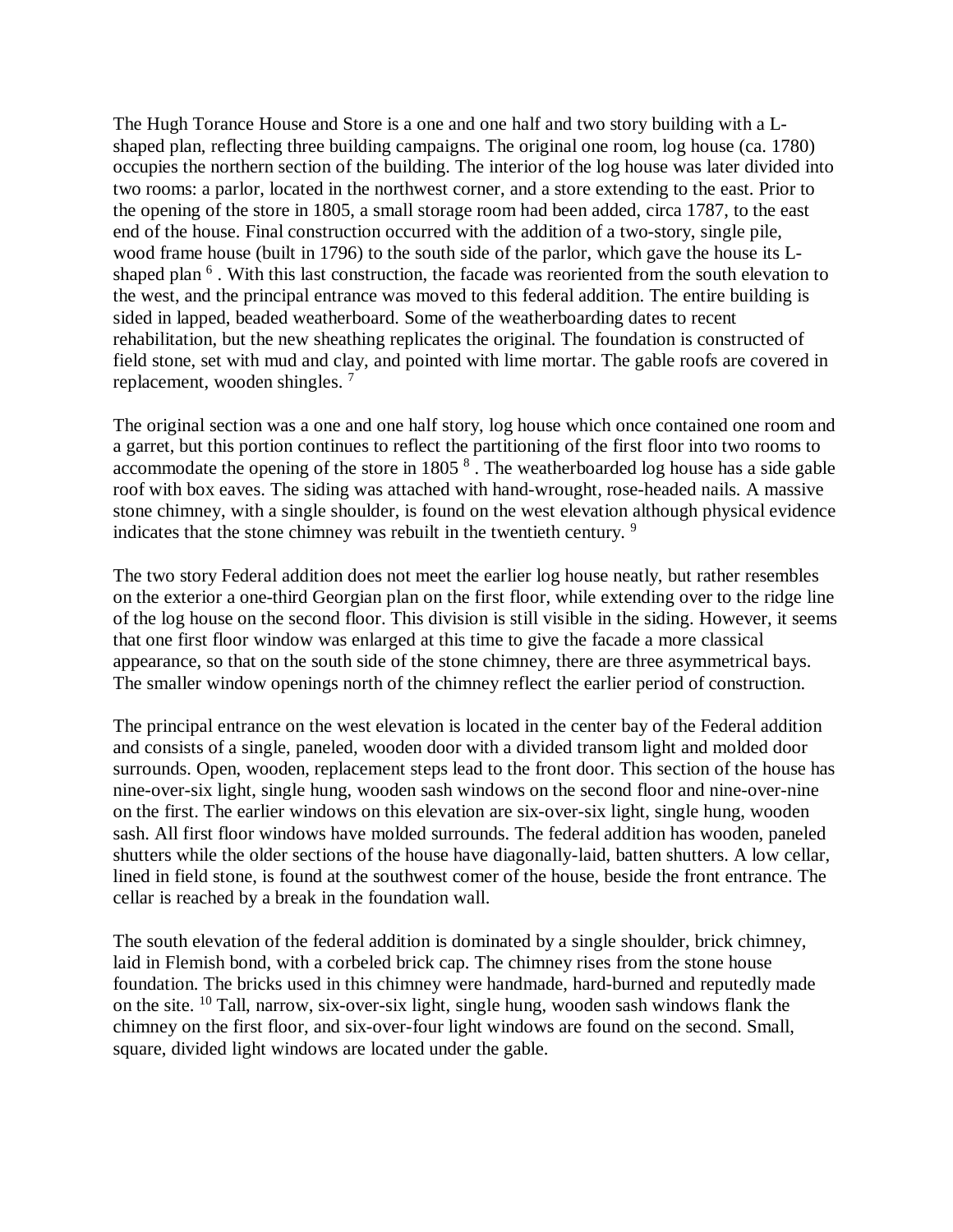The Hugh Torance House and Store is a one and one half and two story building with a L-shaped plan, reflecting three building campaigns. The original one room, log house (ca. 1780) occupies the northern section of the building. The interior of the log house was later divided into two rooms: a parlor, located in the northwest corner, and a store extending to the east. Prior to the opening of the store in 1805, a small storage room had been added, circa 1787, to the east end of the house. Final construction occurred with the addition of a two-story, single pile, wood frame house (built in 1796) to the south side of the parlor, which gave the house its L-shaped plan [6] . With this last construction, the facade was reoriented from the south elevation to the west, and the principal entrance was moved to this federal addition. The entire building is sided in lapped, beaded weatherboard. Some of the weatherboarding dates to recent rehabilitation, but the new sheathing replicates the original. The foundation is constructed of field stone, set with mud and clay, and pointed with lime mortar. The gable roofs are covered in replacement, wooden shingles. [7]

The original section was a one and one half story, log house which once contained one room and a garret, but this portion continues to reflect the partitioning of the first floor into two rooms to accommodate the opening of the store in 1805 [8] . The weatherboarded log house has a side gable roof with box eaves. The siding was attached with hand-wrought, rose-headed nails. A massive stone chimney, with a single shoulder, is found on the west elevation although physical evidence indicates that the stone chimney was rebuilt in the twentieth century. [9]

The two story Federal addition does not meet the earlier log house neatly, but rather resembles on the exterior a one-third Georgian plan on the first floor, while extending over to the ridge line of the log house on the second floor. This division is still visible in the siding. However, it seems that one first floor window was enlarged at this time to give the facade a more classical appearance, so that on the south side of the stone chimney, there are three asymmetrical bays. The smaller window openings north of the chimney reflect the earlier period of construction.

The principal entrance on the west elevation is located in the center bay of the Federal addition and consists of a single, paneled, wooden door with a divided transom light and molded door surrounds. Open, wooden, replacement steps lead to the front door. This section of the house has nine-over-six light, single hung, wooden sash windows on the second floor and nine-over-nine on the first. The earlier windows on this elevation are six-over-six light, single hung, wooden sash. All first floor windows have molded surrounds. The federal addition has wooden, paneled shutters while the older sections of the house have diagonally-laid, batten shutters. A low cellar, lined in field stone, is found at the southwest comer of the house, beside the front entrance. The cellar is reached by a break in the foundation wall.

The south elevation of the federal addition is dominated by a single shoulder, brick chimney, laid in Flemish bond, with a corbeled brick cap. The chimney rises from the stone house foundation. The bricks used in this chimney were handmade, hard-burned and reputedly made on the site. [10] Tall, narrow, six-over-six light, single hung, wooden sash windows flank the chimney on the first floor, and six-over-four light windows are found on the second. Small, square, divided light windows are located under the gable.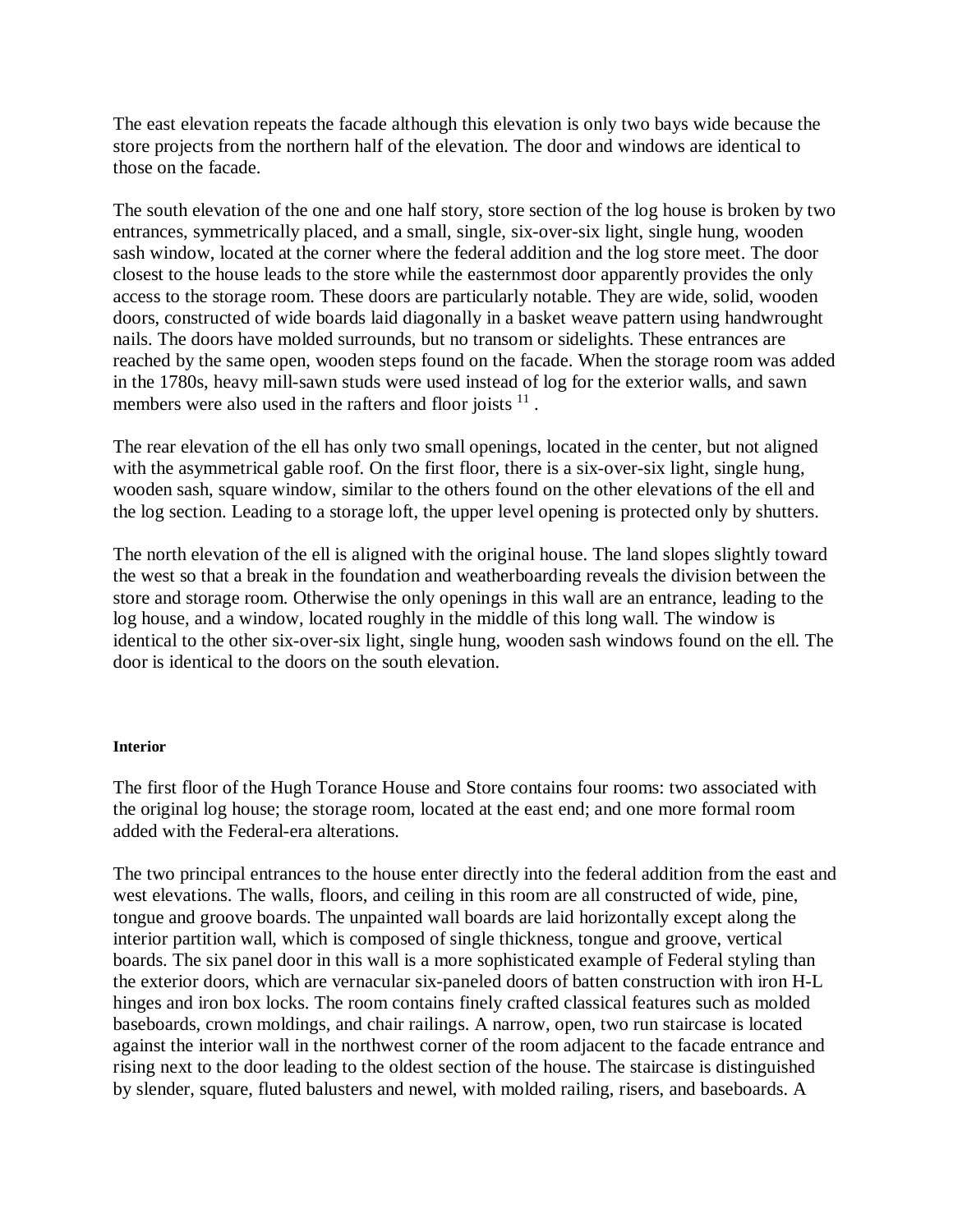The east elevation repeats the facade although this elevation is only two bays wide because the store projects from the northern half of the elevation. The door and windows are identical to those on the facade.

The south elevation of the one and one half story, store section of the log house is broken by two entrances, symmetrically placed, and a small, single, six-over-six light, single hung, wooden sash window, located at the corner where the federal addition and the log store meet. The door closest to the house leads to the store while the easternmost door apparently provides the only access to the storage room. These doors are particularly notable. They are wide, solid, wooden doors, constructed of wide boards laid diagonally in a basket weave pattern using handwrought nails. The doors have molded surrounds, but no transom or sidelights. These entrances are reached by the same open, wooden steps found on the facade. When the storage room was added in the 1780s, heavy mill-sawn studs were used instead of log for the exterior walls, and sawn members were also used in the rafters and floor joists [11] .

The rear elevation of the ell has only two small openings, located in the center, but not aligned with the asymmetrical gable roof. On the first floor, there is a six-over-six light, single hung, wooden sash, square window, similar to the others found on the other elevations of the ell and the log section. Leading to a storage loft, the upper level opening is protected only by shutters.

The north elevation of the ell is aligned with the original house. The land slopes slightly toward the west so that a break in the foundation and weatherboarding reveals the division between the store and storage room. Otherwise the only openings in this wall are an entrance, leading to the log house, and a window, located roughly in the middle of this long wall. The window is identical to the other six-over-six light, single hung, wooden sash windows found on the ell. The door is identical to the doors on the south elevation.

**Interior**

The first floor of the Hugh Torance House and Store contains four rooms: two associated with the original log house; the storage room, located at the east end; and one more formal room added with the Federal-era alterations.

The two principal entrances to the house enter directly into the federal addition from the east and west elevations. The walls, floors, and ceiling in this room are all constructed of wide, pine, tongue and groove boards. The unpainted wall boards are laid horizontally except along the interior partition wall, which is composed of single thickness, tongue and groove, vertical boards. The six panel door in this wall is a more sophisticated example of Federal styling than the exterior doors, which are vernacular six-paneled doors of batten construction with iron H-L hinges and iron box locks. The room contains finely crafted classical features such as molded baseboards, crown moldings, and chair railings. A narrow, open, two run staircase is located against the interior wall in the northwest corner of the room adjacent to the facade entrance and rising next to the door leading to the oldest section of the house. The staircase is distinguished by slender, square, fluted balusters and newel, with molded railing, risers, and baseboards. A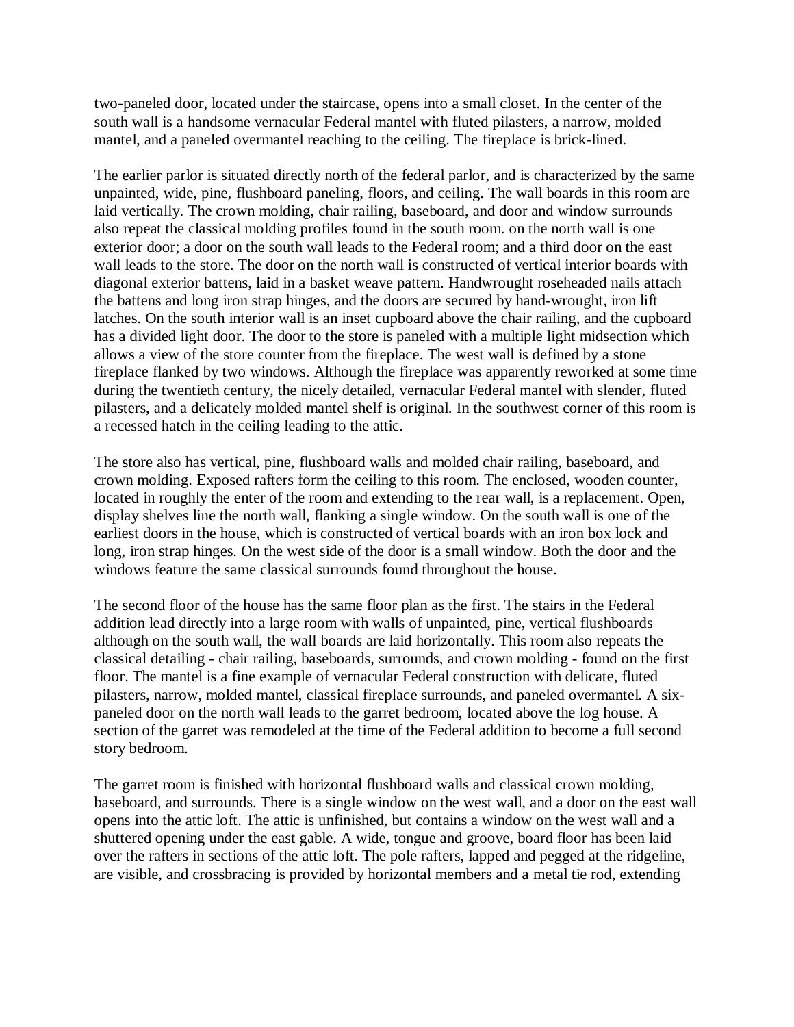two-paneled door, located under the staircase, opens into a small closet. In the center of the south wall is a handsome vernacular Federal mantel with fluted pilasters, a narrow, molded mantel, and a paneled overmantel reaching to the ceiling. The fireplace is brick-lined.

The earlier parlor is situated directly north of the federal parlor, and is characterized by the same unpainted, wide, pine, flushboard paneling, floors, and ceiling. The wall boards in this room are laid vertically. The crown molding, chair railing, baseboard, and door and window surrounds also repeat the classical molding profiles found in the south room. on the north wall is one exterior door; a door on the south wall leads to the Federal room; and a third door on the east wall leads to the store. The door on the north wall is constructed of vertical interior boards with diagonal exterior battens, laid in a basket weave pattern. Handwrought roseheaded nails attach the battens and long iron strap hinges, and the doors are secured by hand-wrought, iron lift latches. On the south interior wall is an inset cupboard above the chair railing, and the cupboard has a divided light door. The door to the store is paneled with a multiple light midsection which allows a view of the store counter from the fireplace. The west wall is defined by a stone fireplace flanked by two windows. Although the fireplace was apparently reworked at some time during the twentieth century, the nicely detailed, vernacular Federal mantel with slender, fluted pilasters, and a delicately molded mantel shelf is original. In the southwest corner of this room is a recessed hatch in the ceiling leading to the attic.

The store also has vertical, pine, flushboard walls and molded chair railing, baseboard, and crown molding. Exposed rafters form the ceiling to this room. The enclosed, wooden counter, located in roughly the enter of the room and extending to the rear wall, is a replacement. Open, display shelves line the north wall, flanking a single window. On the south wall is one of the earliest doors in the house, which is constructed of vertical boards with an iron box lock and long, iron strap hinges. On the west side of the door is a small window. Both the door and the windows feature the same classical surrounds found throughout the house.

The second floor of the house has the same floor plan as the first. The stairs in the Federal addition lead directly into a large room with walls of unpainted, pine, vertical flushboards although on the south wall, the wall boards are laid horizontally. This room also repeats the classical detailing - chair railing, baseboards, surrounds, and crown molding - found on the first floor. The mantel is a fine example of vernacular Federal construction with delicate, fluted pilasters, narrow, molded mantel, classical fireplace surrounds, and paneled overmantel. A six-paneled door on the north wall leads to the garret bedroom, located above the log house. A section of the garret was remodeled at the time of the Federal addition to become a full second story bedroom.

The garret room is finished with horizontal flushboard walls and classical crown molding, baseboard, and surrounds. There is a single window on the west wall, and a door on the east wall opens into the attic loft. The attic is unfinished, but contains a window on the west wall and a shuttered opening under the east gable. A wide, tongue and groove, board floor has been laid over the rafters in sections of the attic loft. The pole rafters, lapped and pegged at the ridgeline, are visible, and crossbracing is provided by horizontal members and a metal tie rod, extending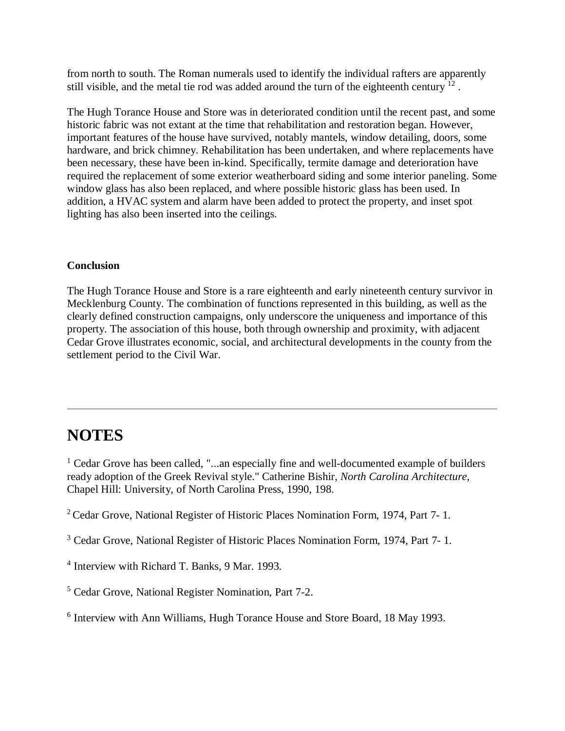from north to south. The Roman numerals used to identify the individual rafters are apparently still visible, and the metal tie rod was added around the turn of the eighteenth century [12] .

The Hugh Torance House and Store was in deteriorated condition until the recent past, and some historic fabric was not extant at the time that rehabilitation and restoration began. However, important features of the house have survived, notably mantels, window detailing, doors, some hardware, and brick chimney. Rehabilitation has been undertaken, and where replacements have been necessary, these have been in-kind. Specifically, termite damage and deterioration have required the replacement of some exterior weatherboard siding and some interior paneling. Some window glass has also been replaced, and where possible historic glass has been used. In addition, a HVAC system and alarm have been added to protect the property, and inset spot lighting has also been inserted into the ceilings.

**Conclusion**

The Hugh Torance House and Store is a rare eighteenth and early nineteenth century survivor in Mecklenburg County. The combination of functions represented in this building, as well as the clearly defined construction campaigns, only underscore the uniqueness and importance of this property. The association of this house, both through ownership and proximity, with adjacent Cedar Grove illustrates economic, social, and architectural developments in the county from the settlement period to the Civil War.

---

# NOTES

[1] Cedar Grove has been called, "...an especially fine and well-documented example of builders ready adoption of the Greek Revival style." Catherine Bishir, *North Carolina Architecture*, Chapel Hill: University, of North Carolina Press, 1990, 198.

[2] Cedar Grove, National Register of Historic Places Nomination Form, 1974, Part 7- 1.

[3] Cedar Grove, National Register of Historic Places Nomination Form, 1974, Part 7- 1.

[4] Interview with Richard T. Banks, 9 Mar. 1993.

[5] Cedar Grove, National Register Nomination, Part 7-2.

[6] Interview with Ann Williams, Hugh Torance House and Store Board, 18 May 1993.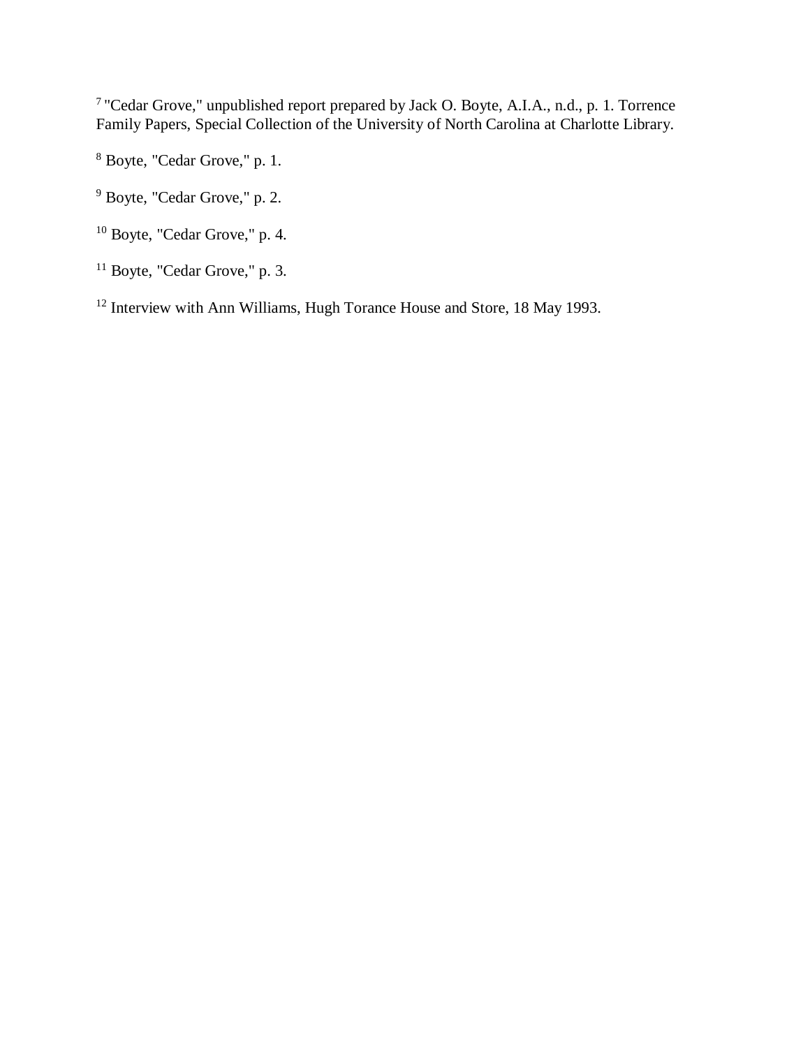[7] "Cedar Grove," unpublished report prepared by Jack O. Boyte, A.I.A., n.d., p. 1. Torrence Family Papers, Special Collection of the University of North Carolina at Charlotte Library.

[8] Boyte, "Cedar Grove," p. 1.

[9] Boyte, "Cedar Grove," p. 2.

[10] Boyte, "Cedar Grove," p. 4.

[11] Boyte, "Cedar Grove," p. 3.

[12] Interview with Ann Williams, Hugh Torance House and Store, 18 May 1993.